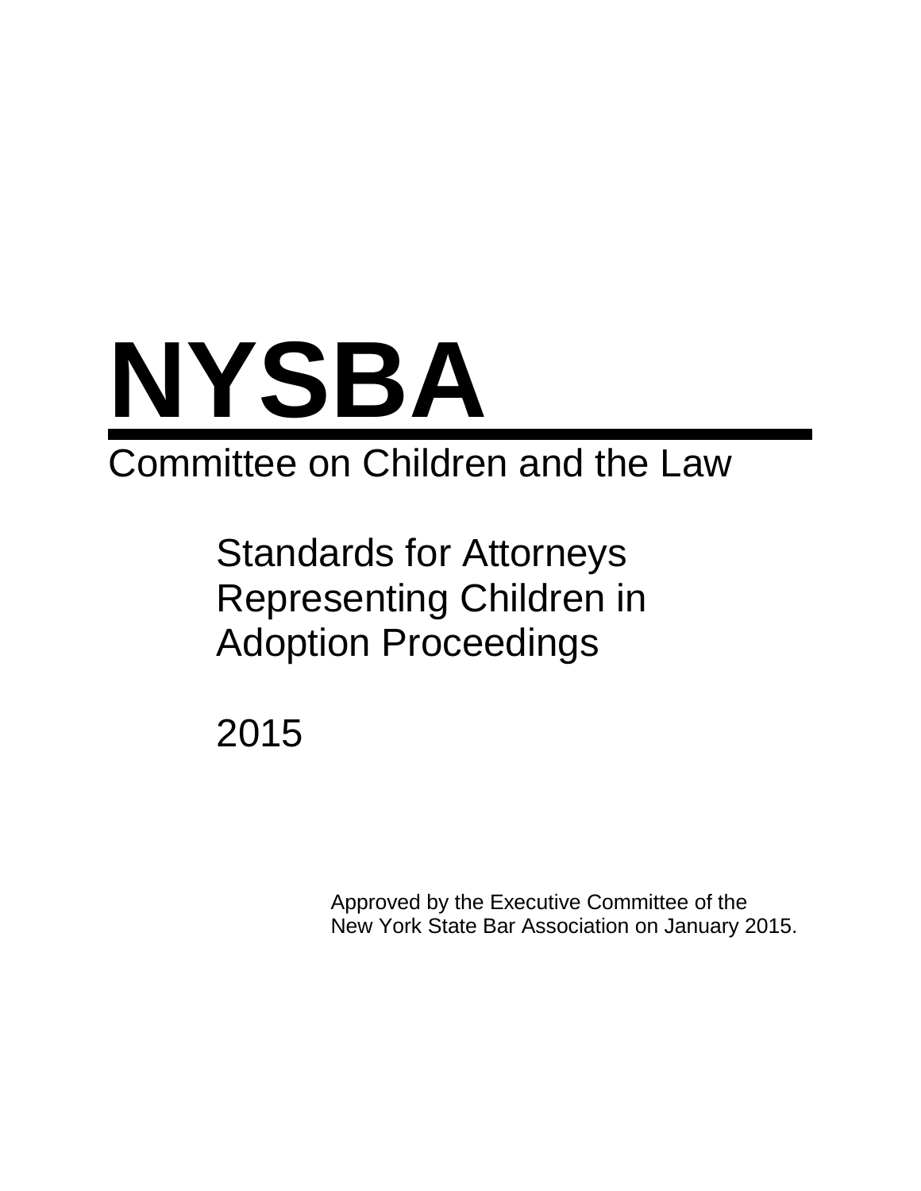# NYSBA

## Committee on Children and the Law

### Standards for Attorneys Representing Children in Adoption Proceedings

2015

Approved by the Executive Committee of the New York State Bar Association on January 2015.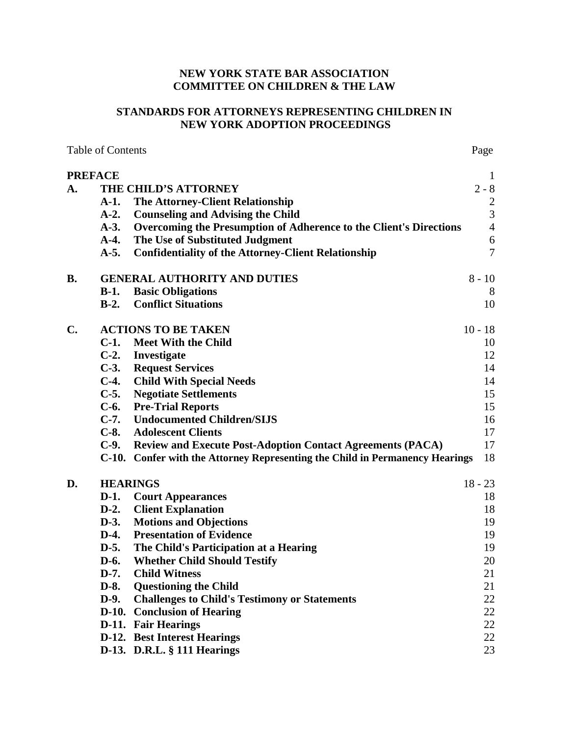**NEW YORK STATE BAR ASSOCIATION**
**COMMITTEE ON CHILDREN & THE LAW**

**STANDARDS FOR ATTORNEYS REPRESENTING CHILDREN IN NEW YORK ADOPTION PROCEEDINGS**

| Table of Contents | | | Page |
|---|---|---|---|
| **PREFACE** | | | 1 |
| **A.** | **THE CHILD'S ATTORNEY** | | 2 - 8 |
| | **A-1.** | **The Attorney-Client Relationship** | 2 |
| | **A-2.** | **Counseling and Advising the Child** | 3 |
| | **A-3.** | **Overcoming the Presumption of Adherence to the Client's Directions** | 4 |
| | **A-4.** | **The Use of Substituted Judgment** | 6 |
| | **A-5.** | **Confidentiality of the Attorney-Client Relationship** | 7 |
| **B.** | **GENERAL AUTHORITY AND DUTIES** | | 8 - 10 |
| | **B-1.** | **Basic Obligations** | 8 |
| | **B-2.** | **Conflict Situations** | 10 |
| **C.** | **ACTIONS TO BE TAKEN** | | 10 - 18 |
| | **C-1.** | **Meet With the Child** | 10 |
| | **C-2.** | **Investigate** | 12 |
| | **C-3.** | **Request Services** | 14 |
| | **C-4.** | **Child With Special Needs** | 14 |
| | **C-5.** | **Negotiate Settlements** | 15 |
| | **C-6.** | **Pre-Trial Reports** | 15 |
| | **C-7.** | **Undocumented Children/SIJS** | 16 |
| | **C-8.** | **Adolescent Clients** | 17 |
| | **C-9.** | **Review and Execute Post-Adoption Contact Agreements (PACA)** | 17 |
| | **C-10.** | **Confer with the Attorney Representing the Child in Permanency Hearings** | 18 |
| **D.** | **HEARINGS** | | 18 - 23 |
| | **D-1.** | **Court Appearances** | 18 |
| | **D-2.** | **Client Explanation** | 18 |
| | **D-3.** | **Motions and Objections** | 19 |
| | **D-4.** | **Presentation of Evidence** | 19 |
| | **D-5.** | **The Child's Participation at a Hearing** | 19 |
| | **D-6.** | **Whether Child Should Testify** | 20 |
| | **D-7.** | **Child Witness** | 21 |
| | **D-8.** | **Questioning the Child** | 21 |
| | **D-9.** | **Challenges to Child's Testimony or Statements** | 22 |
| | **D-10.** | **Conclusion of Hearing** | 22 |
| | **D-11.** | **Fair Hearings** | 22 |
| | **D-12.** | **Best Interest Hearings** | 22 |
| | **D-13.** | **D.R.L. § 111 Hearings** | 23 |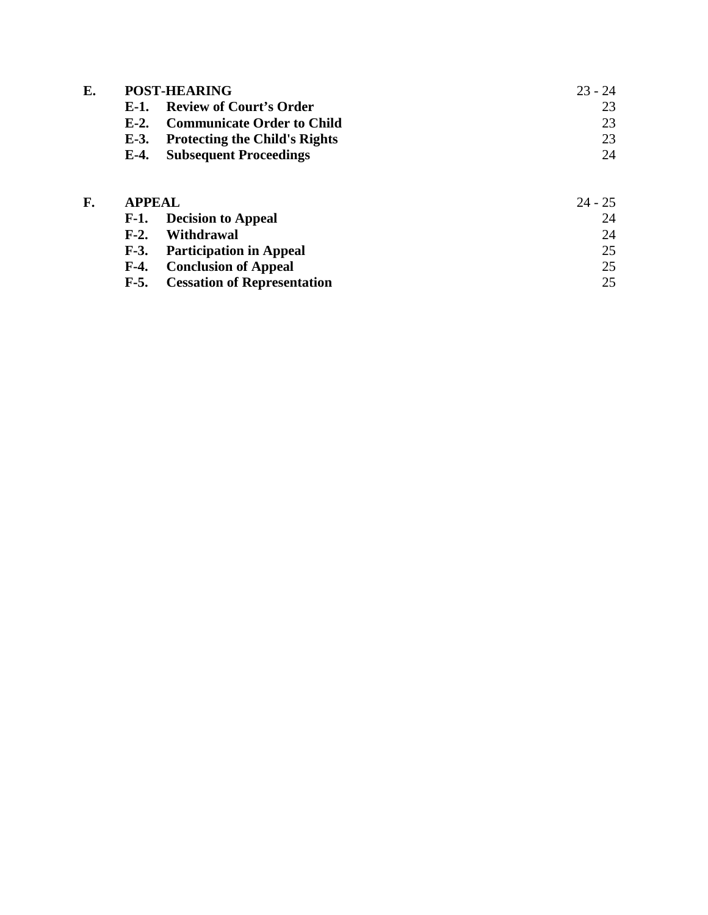| | | |
|---|---|---|
| **E.** | **POST-HEARING** | 23 - 24 |
| | **E-1. Review of Court's Order** | 23 |
| | **E-2. Communicate Order to Child** | 23 |
| | **E-3. Protecting the Child's Rights** | 23 |
| | **E-4. Subsequent Proceedings** | 24 |
| **F.** | **APPEAL** | 24 - 25 |
| | **F-1. Decision to Appeal** | 24 |
| | **F-2. Withdrawal** | 24 |
| | **F-3. Participation in Appeal** | 25 |
| | **F-4. Conclusion of Appeal** | 25 |
| | **F-5. Cessation of Representation** | 25 |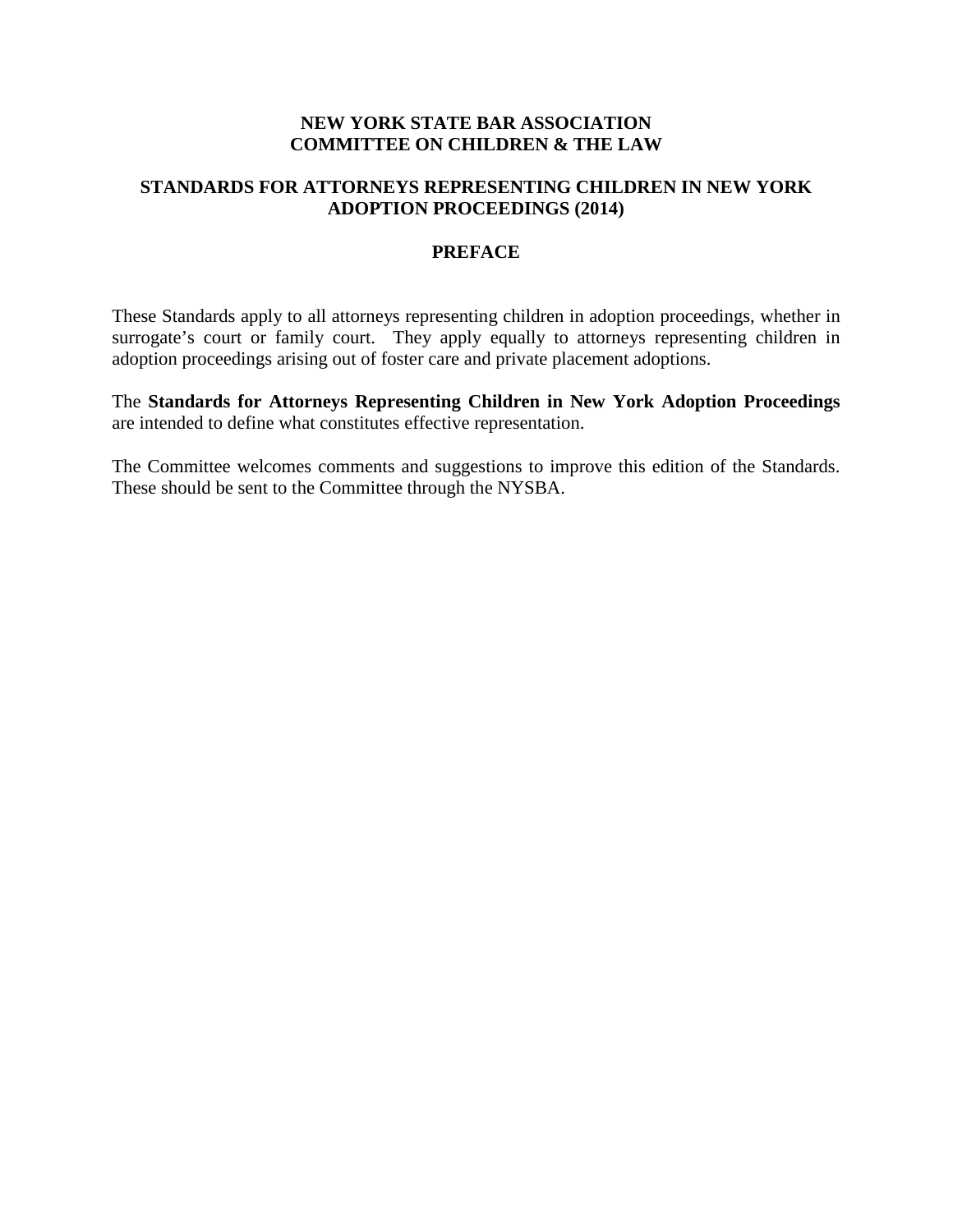**NEW YORK STATE BAR ASSOCIATION**
**COMMITTEE ON CHILDREN & THE LAW**

# STANDARDS FOR ATTORNEYS REPRESENTING CHILDREN IN NEW YORK ADOPTION PROCEEDINGS (2014)

## PREFACE

These Standards apply to all attorneys representing children in adoption proceedings, whether in surrogate's court or family court. They apply equally to attorneys representing children in adoption proceedings arising out of foster care and private placement adoptions.

The **Standards for Attorneys Representing Children in New York Adoption Proceedings** are intended to define what constitutes effective representation.

The Committee welcomes comments and suggestions to improve this edition of the Standards. These should be sent to the Committee through the NYSBA.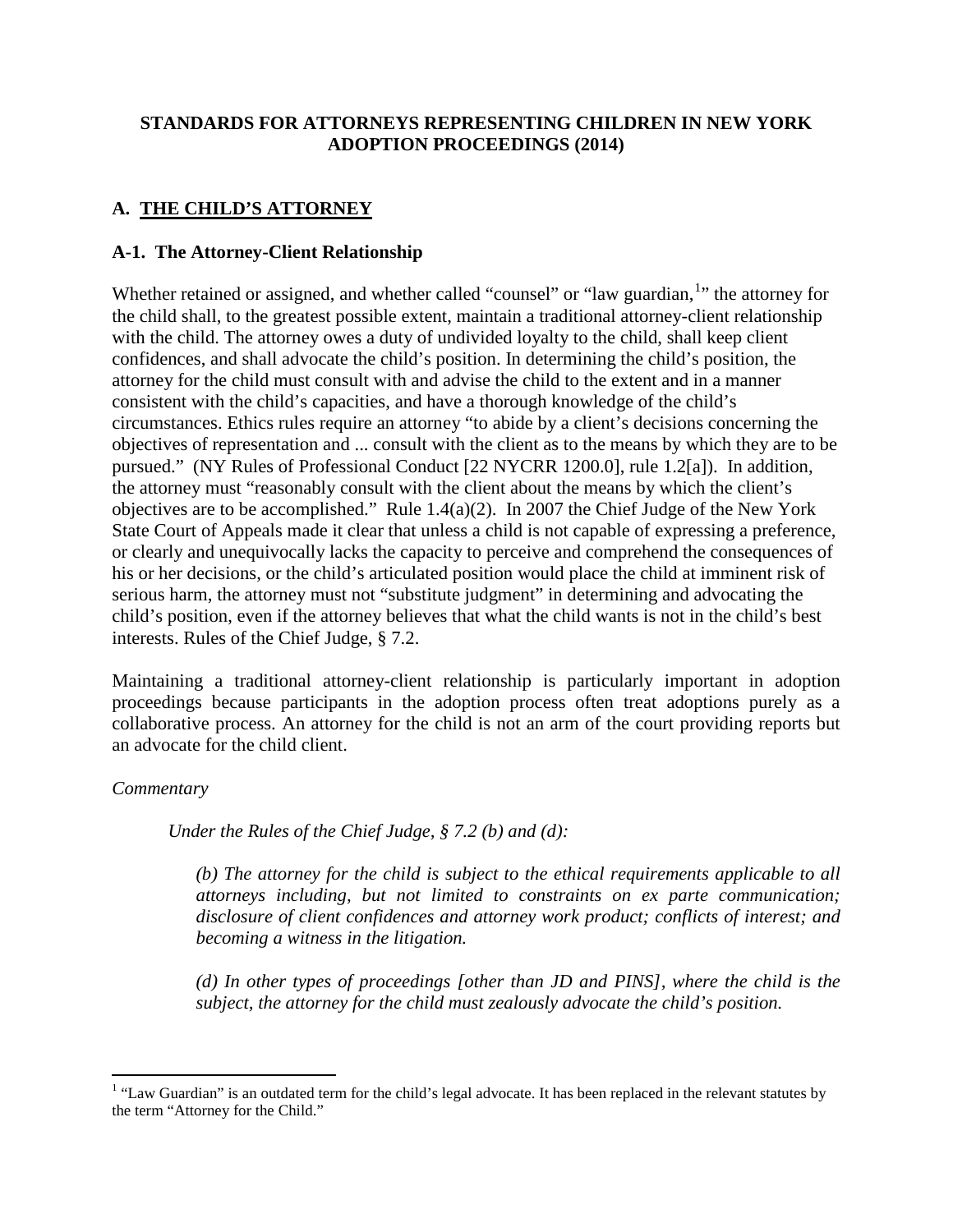**STANDARDS FOR ATTORNEYS REPRESENTING CHILDREN IN NEW YORK ADOPTION PROCEEDINGS (2014)**

## A. THE CHILD'S ATTORNEY

### A-1. The Attorney-Client Relationship

Whether retained or assigned, and whether called "counsel" or "law guardian,[1]" the attorney for the child shall, to the greatest possible extent, maintain a traditional attorney-client relationship with the child. The attorney owes a duty of undivided loyalty to the child, shall keep client confidences, and shall advocate the child's position. In determining the child's position, the attorney for the child must consult with and advise the child to the extent and in a manner consistent with the child's capacities, and have a thorough knowledge of the child's circumstances. Ethics rules require an attorney "to abide by a client's decisions concerning the objectives of representation and ... consult with the client as to the means by which they are to be pursued." (NY Rules of Professional Conduct [22 NYCRR 1200.0], rule 1.2[a]). In addition, the attorney must "reasonably consult with the client about the means by which the client's objectives are to be accomplished." Rule 1.4(a)(2). In 2007 the Chief Judge of the New York State Court of Appeals made it clear that unless a child is not capable of expressing a preference, or clearly and unequivocally lacks the capacity to perceive and comprehend the consequences of his or her decisions, or the child's articulated position would place the child at imminent risk of serious harm, the attorney must not "substitute judgment" in determining and advocating the child's position, even if the attorney believes that what the child wants is not in the child's best interests. Rules of the Chief Judge, § 7.2.

Maintaining a traditional attorney-client relationship is particularly important in adoption proceedings because participants in the adoption process often treat adoptions purely as a collaborative process. An attorney for the child is not an arm of the court providing reports but an advocate for the child client.

*Commentary*

*Under the Rules of the Chief Judge, § 7.2 (b) and (d):*

> *(b) The attorney for the child is subject to the ethical requirements applicable to all attorneys including, but not limited to constraints on ex parte communication; disclosure of client confidences and attorney work product; conflicts of interest; and becoming a witness in the litigation.*
>
> *(d) In other types of proceedings [other than JD and PINS], where the child is the subject, the attorney for the child must zealously advocate the child's position.*

---

[1] "Law Guardian" is an outdated term for the child's legal advocate. It has been replaced in the relevant statutes by the term "Attorney for the Child."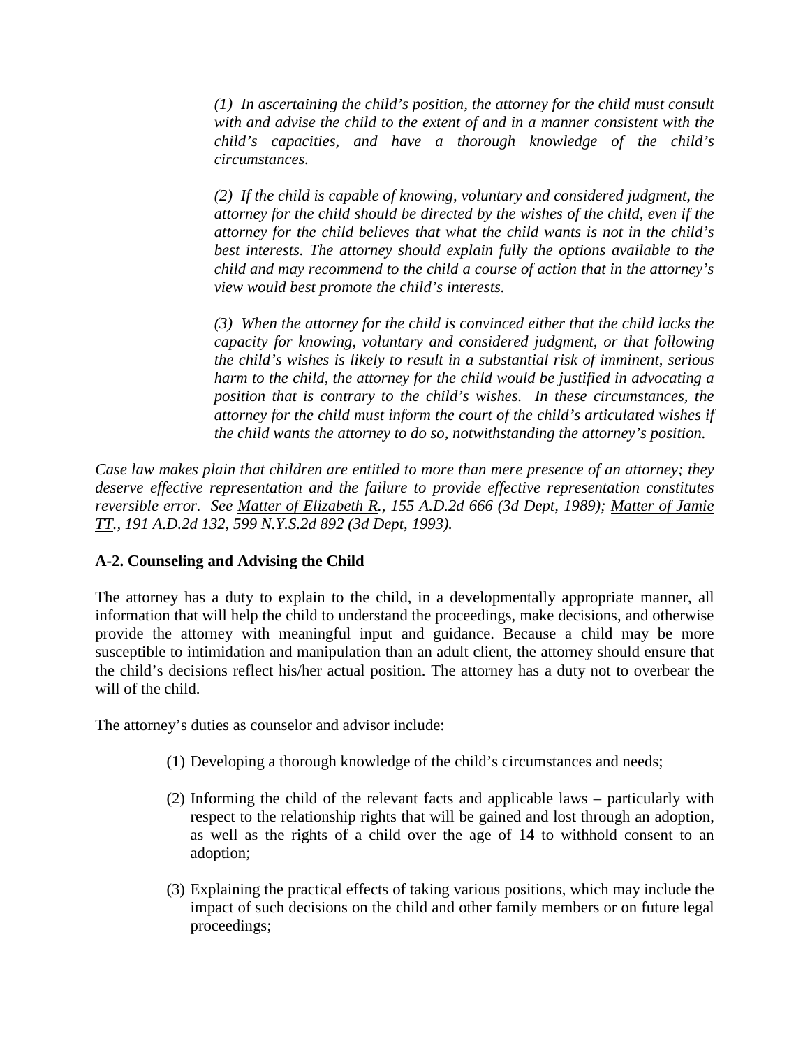> *(1) In ascertaining the child's position, the attorney for the child must consult with and advise the child to the extent of and in a manner consistent with the child's capacities, and have a thorough knowledge of the child's circumstances.*
>
> *(2) If the child is capable of knowing, voluntary and considered judgment, the attorney for the child should be directed by the wishes of the child, even if the attorney for the child believes that what the child wants is not in the child's best interests. The attorney should explain fully the options available to the child and may recommend to the child a course of action that in the attorney's view would best promote the child's interests.*
>
> *(3) When the attorney for the child is convinced either that the child lacks the capacity for knowing, voluntary and considered judgment, or that following the child's wishes is likely to result in a substantial risk of imminent, serious harm to the child, the attorney for the child would be justified in advocating a position that is contrary to the child's wishes. In these circumstances, the attorney for the child must inform the court of the child's articulated wishes if the child wants the attorney to do so, notwithstanding the attorney's position.*

*Case law makes plain that children are entitled to more than mere presence of an attorney; they deserve effective representation and the failure to provide effective representation constitutes reversible error. See Matter of Elizabeth R., 155 A.D.2d 666 (3d Dept, 1989); Matter of Jamie TT., 191 A.D.2d 132, 599 N.Y.S.2d 892 (3d Dept, 1993).*

**A-2. Counseling and Advising the Child**

The attorney has a duty to explain to the child, in a developmentally appropriate manner, all information that will help the child to understand the proceedings, make decisions, and otherwise provide the attorney with meaningful input and guidance. Because a child may be more susceptible to intimidation and manipulation than an adult client, the attorney should ensure that the child's decisions reflect his/her actual position. The attorney has a duty not to overbear the will of the child.

The attorney's duties as counselor and advisor include:

(1) Developing a thorough knowledge of the child's circumstances and needs;

(2) Informing the child of the relevant facts and applicable laws – particularly with respect to the relationship rights that will be gained and lost through an adoption, as well as the rights of a child over the age of 14 to withhold consent to an adoption;

(3) Explaining the practical effects of taking various positions, which may include the impact of such decisions on the child and other family members or on future legal proceedings;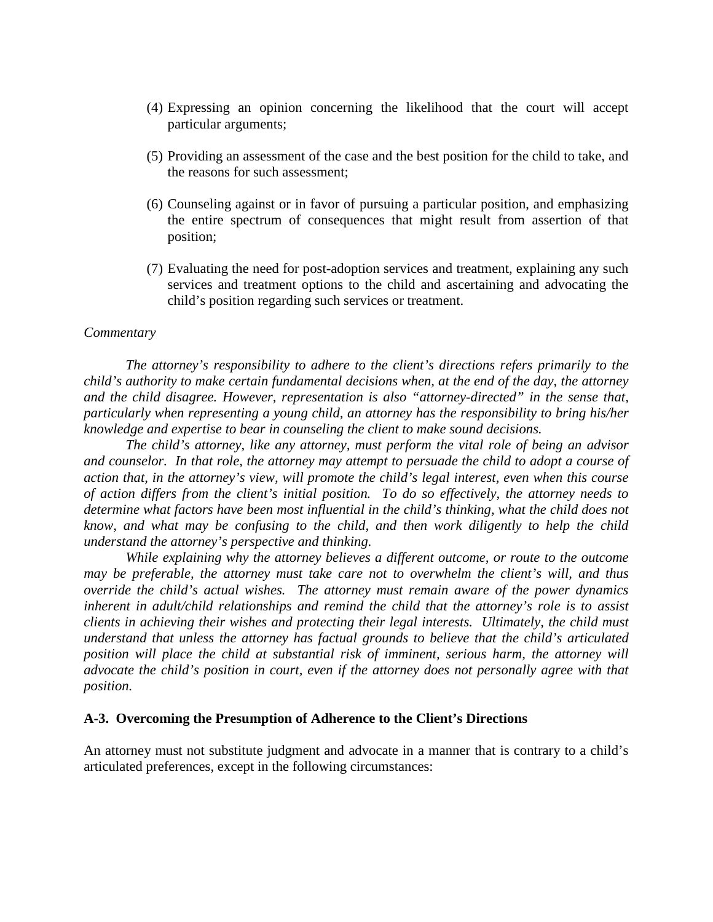(4) Expressing an opinion concerning the likelihood that the court will accept particular arguments;

(5) Providing an assessment of the case and the best position for the child to take, and the reasons for such assessment;

(6) Counseling against or in favor of pursuing a particular position, and emphasizing the entire spectrum of consequences that might result from assertion of that position;

(7) Evaluating the need for post-adoption services and treatment, explaining any such services and treatment options to the child and ascertaining and advocating the child's position regarding such services or treatment.

*Commentary*

*The attorney's responsibility to adhere to the client's directions refers primarily to the child's authority to make certain fundamental decisions when, at the end of the day, the attorney and the child disagree. However, representation is also "attorney-directed" in the sense that, particularly when representing a young child, an attorney has the responsibility to bring his/her knowledge and expertise to bear in counseling the client to make sound decisions.*

*The child's attorney, like any attorney, must perform the vital role of being an advisor and counselor. In that role, the attorney may attempt to persuade the child to adopt a course of action that, in the attorney's view, will promote the child's legal interest, even when this course of action differs from the client's initial position. To do so effectively, the attorney needs to determine what factors have been most influential in the child's thinking, what the child does not know, and what may be confusing to the child, and then work diligently to help the child understand the attorney's perspective and thinking.*

*While explaining why the attorney believes a different outcome, or route to the outcome may be preferable, the attorney must take care not to overwhelm the client's will, and thus override the child's actual wishes. The attorney must remain aware of the power dynamics inherent in adult/child relationships and remind the child that the attorney's role is to assist clients in achieving their wishes and protecting their legal interests. Ultimately, the child must understand that unless the attorney has factual grounds to believe that the child's articulated position will place the child at substantial risk of imminent, serious harm, the attorney will advocate the child's position in court, even if the attorney does not personally agree with that position.*

### A-3. Overcoming the Presumption of Adherence to the Client's Directions

An attorney must not substitute judgment and advocate in a manner that is contrary to a child's articulated preferences, except in the following circumstances: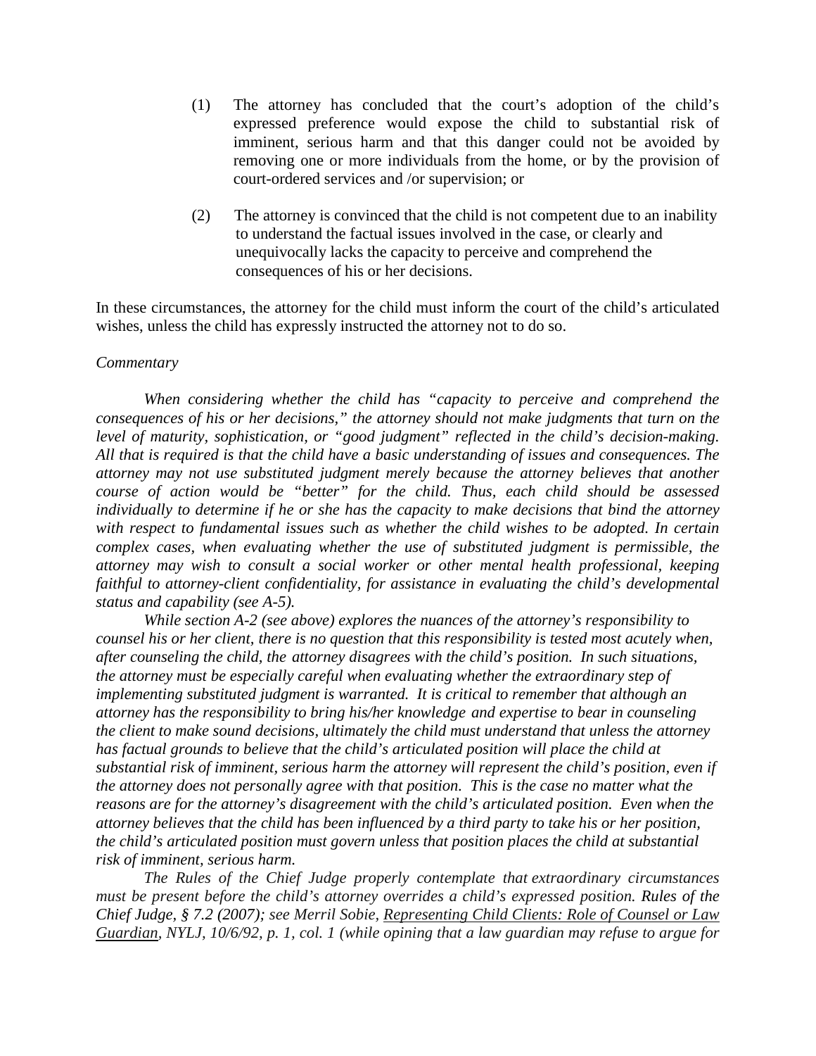(1) The attorney has concluded that the court's adoption of the child's expressed preference would expose the child to substantial risk of imminent, serious harm and that this danger could not be avoided by removing one or more individuals from the home, or by the provision of court-ordered services and /or supervision; or

(2) The attorney is convinced that the child is not competent due to an inability to understand the factual issues involved in the case, or clearly and unequivocally lacks the capacity to perceive and comprehend the consequences of his or her decisions.

In these circumstances, the attorney for the child must inform the court of the child's articulated wishes, unless the child has expressly instructed the attorney not to do so.

*Commentary*

*When considering whether the child has "capacity to perceive and comprehend the consequences of his or her decisions," the attorney should not make judgments that turn on the level of maturity, sophistication, or "good judgment" reflected in the child's decision-making. All that is required is that the child have a basic understanding of issues and consequences. The attorney may not use substituted judgment merely because the attorney believes that another course of action would be "better" for the child. Thus, each child should be assessed individually to determine if he or she has the capacity to make decisions that bind the attorney with respect to fundamental issues such as whether the child wishes to be adopted. In certain complex cases, when evaluating whether the use of substituted judgment is permissible, the attorney may wish to consult a social worker or other mental health professional, keeping faithful to attorney-client confidentiality, for assistance in evaluating the child's developmental status and capability (see A-5).*

*While section A-2 (see above) explores the nuances of the attorney's responsibility to counsel his or her client, there is no question that this responsibility is tested most acutely when, after counseling the child, the attorney disagrees with the child's position. In such situations, the attorney must be especially careful when evaluating whether the extraordinary step of implementing substituted judgment is warranted. It is critical to remember that although an attorney has the responsibility to bring his/her knowledge and expertise to bear in counseling the client to make sound decisions, ultimately the child must understand that unless the attorney has factual grounds to believe that the child's articulated position will place the child at substantial risk of imminent, serious harm the attorney will represent the child's position, even if the attorney does not personally agree with that position. This is the case no matter what the reasons are for the attorney's disagreement with the child's articulated position. Even when the attorney believes that the child has been influenced by a third party to take his or her position, the child's articulated position must govern unless that position places the child at substantial risk of imminent, serious harm.*

*The Rules of the Chief Judge properly contemplate that extraordinary circumstances must be present before the child's attorney overrides a child's expressed position. Rules of the Chief Judge, § 7.2 (2007); see Merril Sobie, <u>Representing Child Clients: Role of Counsel or Law Guardian</u>, NYLJ, 10/6/92, p. 1, col. 1 (while opining that a law guardian may refuse to argue for*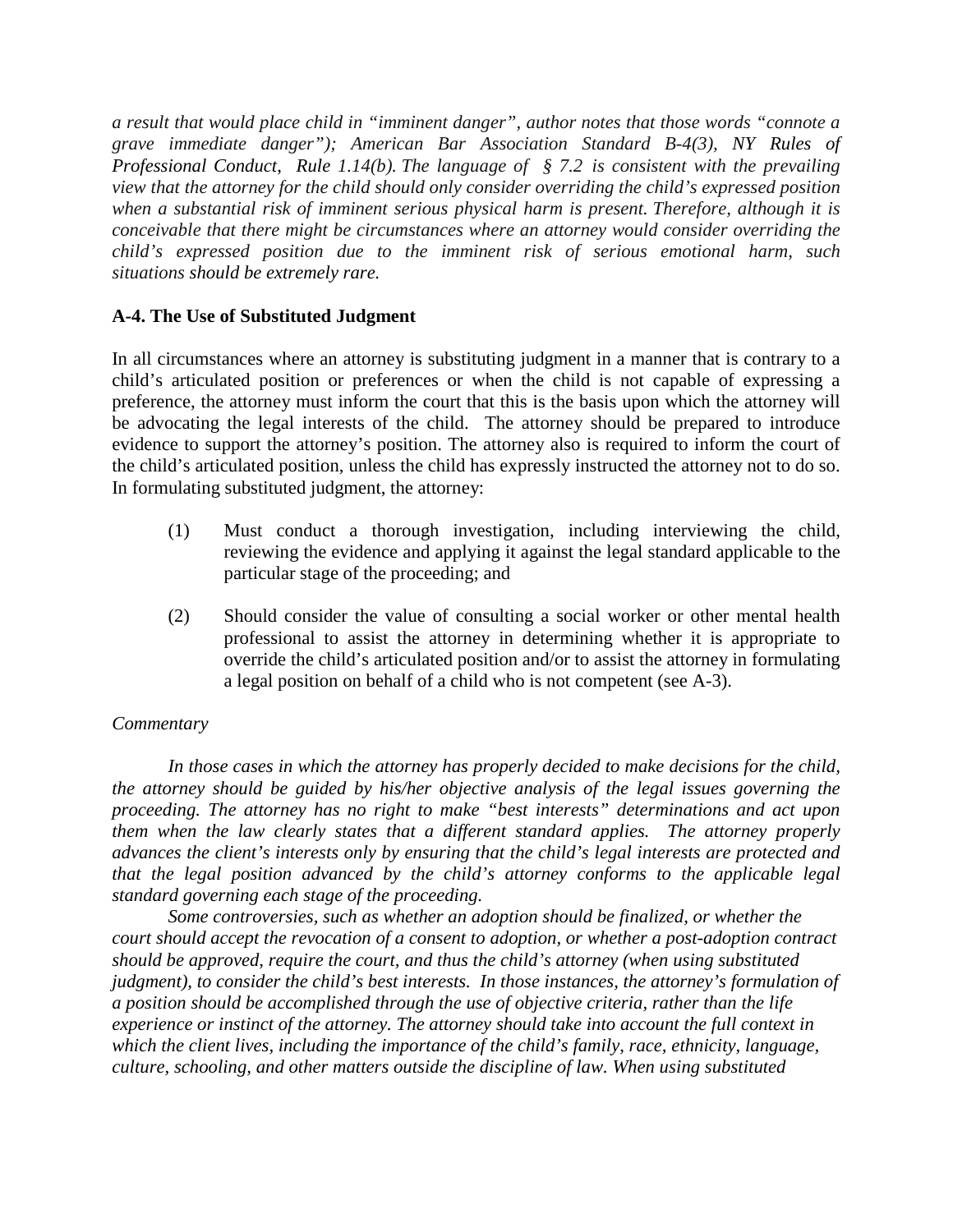*a result that would place child in "imminent danger", author notes that those words "connote a grave immediate danger"); American Bar Association Standard B-4(3), NY Rules of Professional Conduct, Rule 1.14(b). The language of § 7.2 is consistent with the prevailing view that the attorney for the child should only consider overriding the child's expressed position when a substantial risk of imminent serious physical harm is present. Therefore, although it is conceivable that there might be circumstances where an attorney would consider overriding the child's expressed position due to the imminent risk of serious emotional harm, such situations should be extremely rare.*

**A-4. The Use of Substituted Judgment**

In all circumstances where an attorney is substituting judgment in a manner that is contrary to a child's articulated position or preferences or when the child is not capable of expressing a preference, the attorney must inform the court that this is the basis upon which the attorney will be advocating the legal interests of the child. The attorney should be prepared to introduce evidence to support the attorney's position. The attorney also is required to inform the court of the child's articulated position, unless the child has expressly instructed the attorney not to do so. In formulating substituted judgment, the attorney:

(1) Must conduct a thorough investigation, including interviewing the child, reviewing the evidence and applying it against the legal standard applicable to the particular stage of the proceeding; and

(2) Should consider the value of consulting a social worker or other mental health professional to assist the attorney in determining whether it is appropriate to override the child's articulated position and/or to assist the attorney in formulating a legal position on behalf of a child who is not competent (see A-3).

*Commentary*

*In those cases in which the attorney has properly decided to make decisions for the child, the attorney should be guided by his/her objective analysis of the legal issues governing the proceeding. The attorney has no right to make "best interests" determinations and act upon them when the law clearly states that a different standard applies. The attorney properly advances the client's interests only by ensuring that the child's legal interests are protected and that the legal position advanced by the child's attorney conforms to the applicable legal standard governing each stage of the proceeding.*

*Some controversies, such as whether an adoption should be finalized, or whether the court should accept the revocation of a consent to adoption, or whether a post-adoption contract should be approved, require the court, and thus the child's attorney (when using substituted judgment), to consider the child's best interests. In those instances, the attorney's formulation of a position should be accomplished through the use of objective criteria, rather than the life experience or instinct of the attorney. The attorney should take into account the full context in which the client lives, including the importance of the child's family, race, ethnicity, language, culture, schooling, and other matters outside the discipline of law. When using substituted*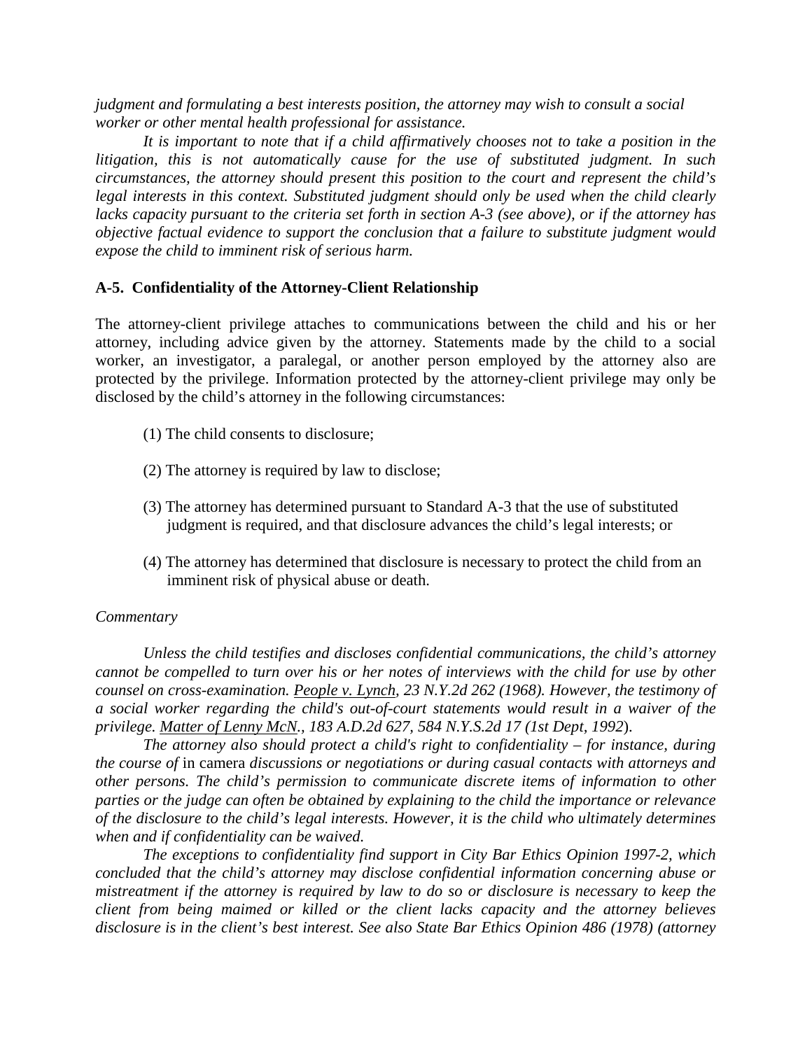*judgment and formulating a best interests position, the attorney may wish to consult a social worker or other mental health professional for assistance.*

*It is important to note that if a child affirmatively chooses not to take a position in the litigation, this is not automatically cause for the use of substituted judgment. In such circumstances, the attorney should present this position to the court and represent the child's legal interests in this context. Substituted judgment should only be used when the child clearly lacks capacity pursuant to the criteria set forth in section A-3 (see above), or if the attorney has objective factual evidence to support the conclusion that a failure to substitute judgment would expose the child to imminent risk of serious harm.*

### A-5. Confidentiality of the Attorney-Client Relationship

The attorney-client privilege attaches to communications between the child and his or her attorney, including advice given by the attorney. Statements made by the child to a social worker, an investigator, a paralegal, or another person employed by the attorney also are protected by the privilege. Information protected by the attorney-client privilege may only be disclosed by the child's attorney in the following circumstances:

(1) The child consents to disclosure;

(2) The attorney is required by law to disclose;

(3) The attorney has determined pursuant to Standard A-3 that the use of substituted judgment is required, and that disclosure advances the child's legal interests; or

(4) The attorney has determined that disclosure is necessary to protect the child from an imminent risk of physical abuse or death.

*Commentary*

*Unless the child testifies and discloses confidential communications, the child's attorney cannot be compelled to turn over his or her notes of interviews with the child for use by other counsel on cross-examination. People v. Lynch, 23 N.Y.2d 262 (1968). However, the testimony of a social worker regarding the child's out-of-court statements would result in a waiver of the privilege. Matter of Lenny McN., 183 A.D.2d 627, 584 N.Y.S.2d 17 (1st Dept, 1992).*

*The attorney also should protect a child's right to confidentiality – for instance, during the course of* in camera *discussions or negotiations or during casual contacts with attorneys and other persons. The child's permission to communicate discrete items of information to other parties or the judge can often be obtained by explaining to the child the importance or relevance of the disclosure to the child's legal interests. However, it is the child who ultimately determines when and if confidentiality can be waived.*

*The exceptions to confidentiality find support in City Bar Ethics Opinion 1997-2, which concluded that the child's attorney may disclose confidential information concerning abuse or mistreatment if the attorney is required by law to do so or disclosure is necessary to keep the client from being maimed or killed or the client lacks capacity and the attorney believes disclosure is in the client's best interest. See also State Bar Ethics Opinion 486 (1978) (attorney*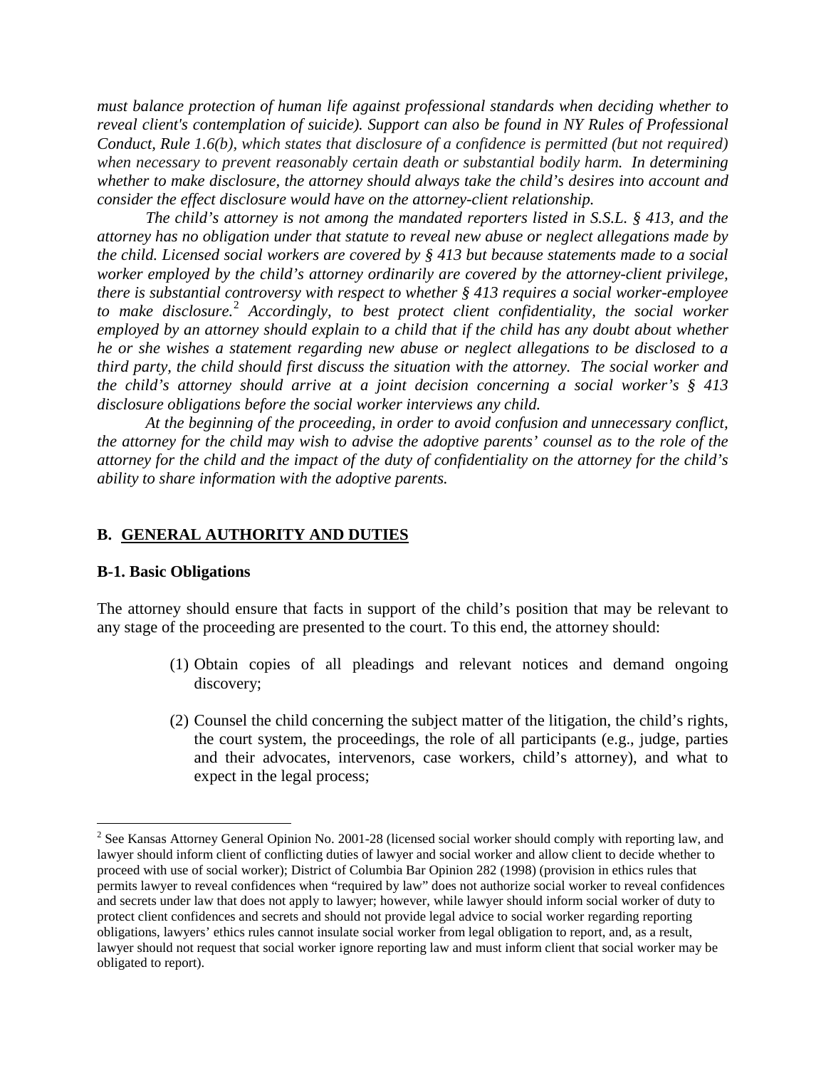*must balance protection of human life against professional standards when deciding whether to reveal client's contemplation of suicide). Support can also be found in NY Rules of Professional Conduct, Rule 1.6(b), which states that disclosure of a confidence is permitted (but not required) when necessary to prevent reasonably certain death or substantial bodily harm. In determining whether to make disclosure, the attorney should always take the child's desires into account and consider the effect disclosure would have on the attorney-client relationship.*

*The child's attorney is not among the mandated reporters listed in S.S.L. § 413, and the attorney has no obligation under that statute to reveal new abuse or neglect allegations made by the child. Licensed social workers are covered by § 413 but because statements made to a social worker employed by the child's attorney ordinarily are covered by the attorney-client privilege, there is substantial controversy with respect to whether § 413 requires a social worker-employee to make disclosure.*[2] *Accordingly, to best protect client confidentiality, the social worker employed by an attorney should explain to a child that if the child has any doubt about whether he or she wishes a statement regarding new abuse or neglect allegations to be disclosed to a third party, the child should first discuss the situation with the attorney. The social worker and the child's attorney should arrive at a joint decision concerning a social worker's § 413 disclosure obligations before the social worker interviews any child.*

*At the beginning of the proceeding, in order to avoid confusion and unnecessary conflict, the attorney for the child may wish to advise the adoptive parents' counsel as to the role of the attorney for the child and the impact of the duty of confidentiality on the attorney for the child's ability to share information with the adoptive parents.*

## B. GENERAL AUTHORITY AND DUTIES

### B-1. Basic Obligations

The attorney should ensure that facts in support of the child's position that may be relevant to any stage of the proceeding are presented to the court. To this end, the attorney should:

(1) Obtain copies of all pleadings and relevant notices and demand ongoing discovery;

(2) Counsel the child concerning the subject matter of the litigation, the child's rights, the court system, the proceedings, the role of all participants (e.g., judge, parties and their advocates, intervenors, case workers, child's attorney), and what to expect in the legal process;

---

[2] See Kansas Attorney General Opinion No. 2001-28 (licensed social worker should comply with reporting law, and lawyer should inform client of conflicting duties of lawyer and social worker and allow client to decide whether to proceed with use of social worker); District of Columbia Bar Opinion 282 (1998) (provision in ethics rules that permits lawyer to reveal confidences when "required by law" does not authorize social worker to reveal confidences and secrets under law that does not apply to lawyer; however, while lawyer should inform social worker of duty to protect client confidences and secrets and should not provide legal advice to social worker regarding reporting obligations, lawyers' ethics rules cannot insulate social worker from legal obligation to report, and, as a result, lawyer should not request that social worker ignore reporting law and must inform client that social worker may be obligated to report).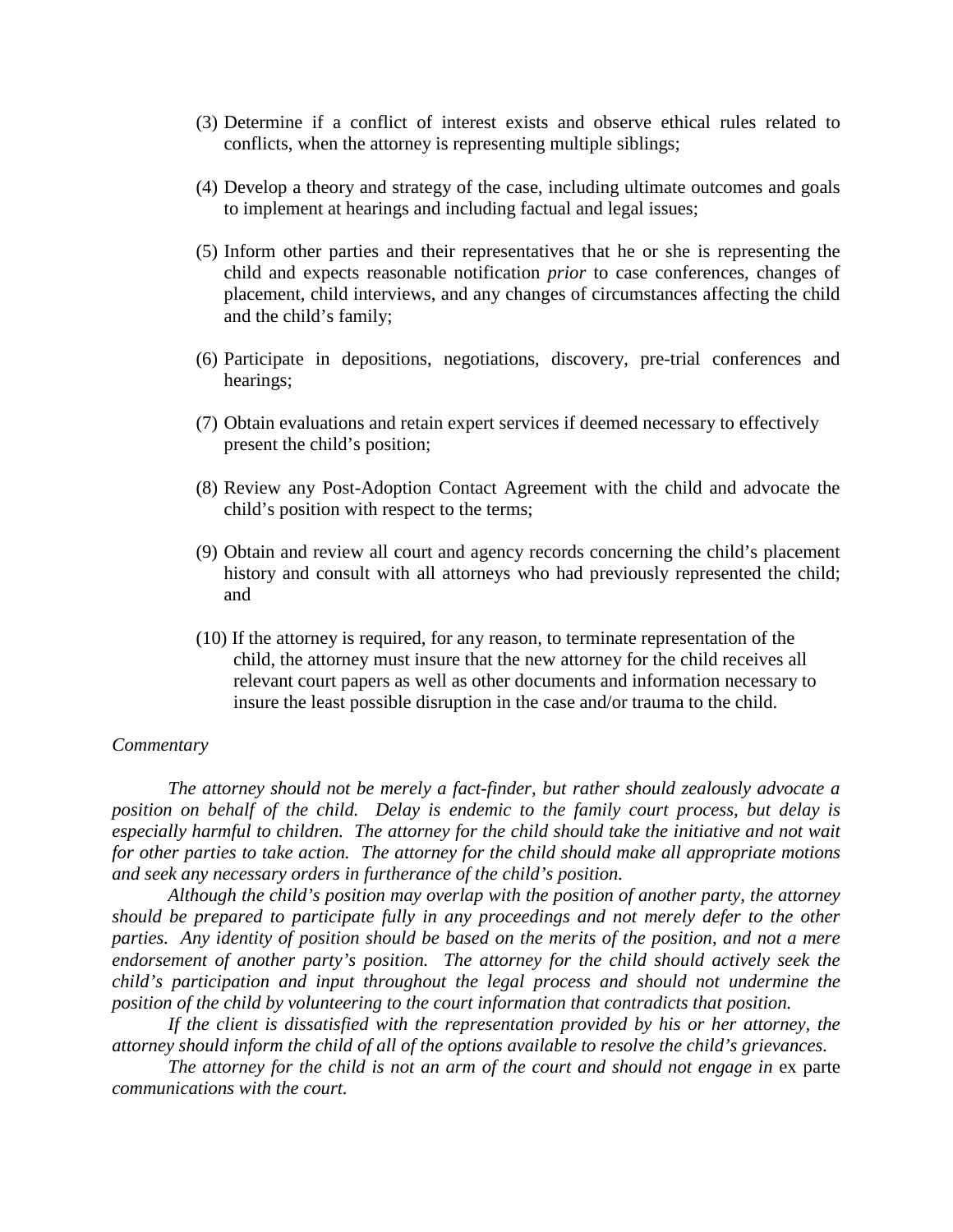(3) Determine if a conflict of interest exists and observe ethical rules related to conflicts, when the attorney is representing multiple siblings;

(4) Develop a theory and strategy of the case, including ultimate outcomes and goals to implement at hearings and including factual and legal issues;

(5) Inform other parties and their representatives that he or she is representing the child and expects reasonable notification *prior* to case conferences, changes of placement, child interviews, and any changes of circumstances affecting the child and the child's family;

(6) Participate in depositions, negotiations, discovery, pre-trial conferences and hearings;

(7) Obtain evaluations and retain expert services if deemed necessary to effectively present the child's position;

(8) Review any Post-Adoption Contact Agreement with the child and advocate the child's position with respect to the terms;

(9) Obtain and review all court and agency records concerning the child's placement history and consult with all attorneys who had previously represented the child; and

(10) If the attorney is required, for any reason, to terminate representation of the child, the attorney must insure that the new attorney for the child receives all relevant court papers as well as other documents and information necessary to insure the least possible disruption in the case and/or trauma to the child.

*Commentary*

*The attorney should not be merely a fact-finder, but rather should zealously advocate a position on behalf of the child. Delay is endemic to the family court process, but delay is especially harmful to children. The attorney for the child should take the initiative and not wait for other parties to take action. The attorney for the child should make all appropriate motions and seek any necessary orders in furtherance of the child's position.*

*Although the child's position may overlap with the position of another party, the attorney should be prepared to participate fully in any proceedings and not merely defer to the other parties. Any identity of position should be based on the merits of the position, and not a mere endorsement of another party's position. The attorney for the child should actively seek the child's participation and input throughout the legal process and should not undermine the position of the child by volunteering to the court information that contradicts that position.*

*If the client is dissatisfied with the representation provided by his or her attorney, the attorney should inform the child of all of the options available to resolve the child's grievances.*

*The attorney for the child is not an arm of the court and should not engage in* ex parte *communications with the court.*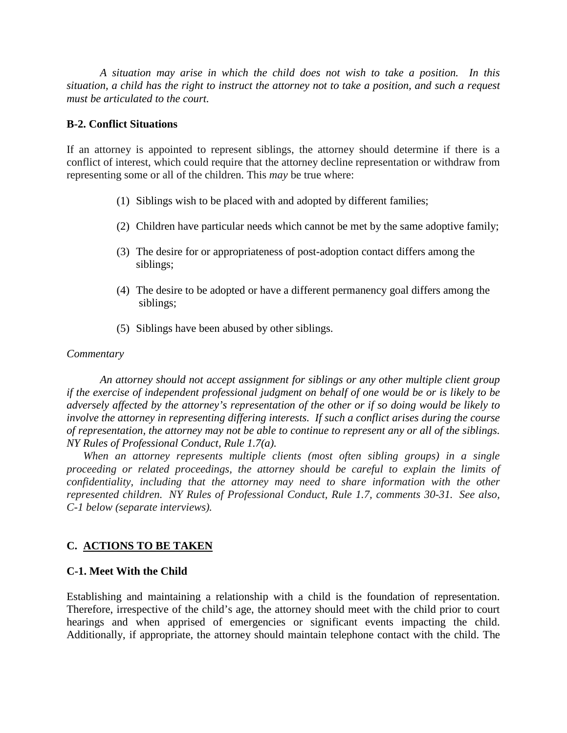*A situation may arise in which the child does not wish to take a position. In this situation, a child has the right to instruct the attorney not to take a position, and such a request must be articulated to the court.*

### B-2. Conflict Situations

If an attorney is appointed to represent siblings, the attorney should determine if there is a conflict of interest, which could require that the attorney decline representation or withdraw from representing some or all of the children. This *may* be true where:

1. Siblings wish to be placed with and adopted by different families;
2. Children have particular needs which cannot be met by the same adoptive family;
3. The desire for or appropriateness of post-adoption contact differs among the siblings;
4. The desire to be adopted or have a different permanency goal differs among the siblings;
5. Siblings have been abused by other siblings.

*Commentary*

*An attorney should not accept assignment for siblings or any other multiple client group if the exercise of independent professional judgment on behalf of one would be or is likely to be adversely affected by the attorney's representation of the other or if so doing would be likely to involve the attorney in representing differing interests. If such a conflict arises during the course of representation, the attorney may not be able to continue to represent any or all of the siblings. NY Rules of Professional Conduct, Rule 1.7(a).*

*When an attorney represents multiple clients (most often sibling groups) in a single proceeding or related proceedings, the attorney should be careful to explain the limits of confidentiality, including that the attorney may need to share information with the other represented children. NY Rules of Professional Conduct, Rule 1.7, comments 30-31. See also, C-1 below (separate interviews).*

## C. <u>ACTIONS TO BE TAKEN</u>

### C-1. Meet With the Child

Establishing and maintaining a relationship with a child is the foundation of representation. Therefore, irrespective of the child's age, the attorney should meet with the child prior to court hearings and when apprised of emergencies or significant events impacting the child. Additionally, if appropriate, the attorney should maintain telephone contact with the child. The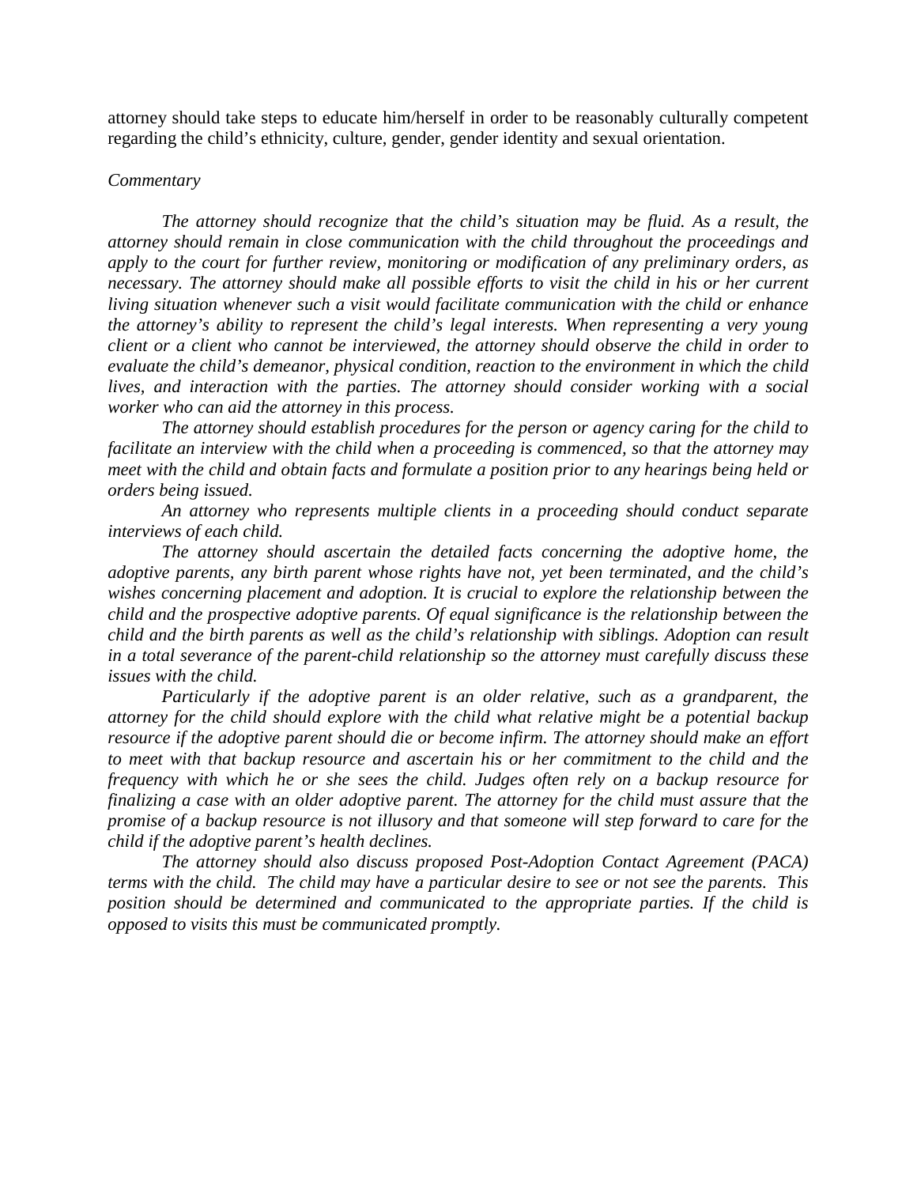attorney should take steps to educate him/herself in order to be reasonably culturally competent regarding the child's ethnicity, culture, gender, gender identity and sexual orientation.

*Commentary*

*The attorney should recognize that the child's situation may be fluid. As a result, the attorney should remain in close communication with the child throughout the proceedings and apply to the court for further review, monitoring or modification of any preliminary orders, as necessary. The attorney should make all possible efforts to visit the child in his or her current living situation whenever such a visit would facilitate communication with the child or enhance the attorney's ability to represent the child's legal interests. When representing a very young client or a client who cannot be interviewed, the attorney should observe the child in order to evaluate the child's demeanor, physical condition, reaction to the environment in which the child lives, and interaction with the parties. The attorney should consider working with a social worker who can aid the attorney in this process.*

*The attorney should establish procedures for the person or agency caring for the child to facilitate an interview with the child when a proceeding is commenced, so that the attorney may meet with the child and obtain facts and formulate a position prior to any hearings being held or orders being issued.*

*An attorney who represents multiple clients in a proceeding should conduct separate interviews of each child.*

*The attorney should ascertain the detailed facts concerning the adoptive home, the adoptive parents, any birth parent whose rights have not, yet been terminated, and the child's wishes concerning placement and adoption. It is crucial to explore the relationship between the child and the prospective adoptive parents. Of equal significance is the relationship between the child and the birth parents as well as the child's relationship with siblings. Adoption can result in a total severance of the parent-child relationship so the attorney must carefully discuss these issues with the child.*

*Particularly if the adoptive parent is an older relative, such as a grandparent, the attorney for the child should explore with the child what relative might be a potential backup resource if the adoptive parent should die or become infirm. The attorney should make an effort to meet with that backup resource and ascertain his or her commitment to the child and the frequency with which he or she sees the child. Judges often rely on a backup resource for finalizing a case with an older adoptive parent. The attorney for the child must assure that the promise of a backup resource is not illusory and that someone will step forward to care for the child if the adoptive parent's health declines.*

*The attorney should also discuss proposed Post-Adoption Contact Agreement (PACA) terms with the child. The child may have a particular desire to see or not see the parents. This position should be determined and communicated to the appropriate parties. If the child is opposed to visits this must be communicated promptly.*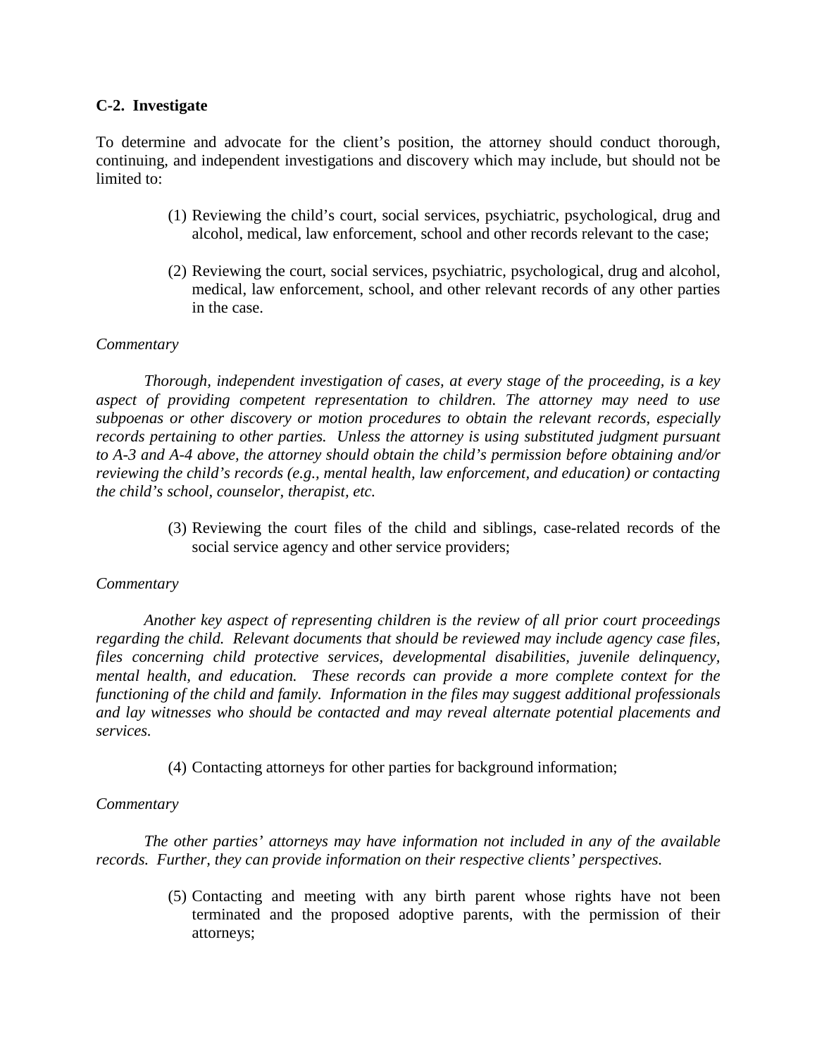**C-2. Investigate**

To determine and advocate for the client's position, the attorney should conduct thorough, continuing, and independent investigations and discovery which may include, but should not be limited to:

(1) Reviewing the child's court, social services, psychiatric, psychological, drug and alcohol, medical, law enforcement, school and other records relevant to the case;

(2) Reviewing the court, social services, psychiatric, psychological, drug and alcohol, medical, law enforcement, school, and other relevant records of any other parties in the case.

*Commentary*

*Thorough, independent investigation of cases, at every stage of the proceeding, is a key aspect of providing competent representation to children. The attorney may need to use subpoenas or other discovery or motion procedures to obtain the relevant records, especially records pertaining to other parties. Unless the attorney is using substituted judgment pursuant to A-3 and A-4 above, the attorney should obtain the child's permission before obtaining and/or reviewing the child's records (e.g., mental health, law enforcement, and education) or contacting the child's school, counselor, therapist, etc.*

(3) Reviewing the court files of the child and siblings, case-related records of the social service agency and other service providers;

*Commentary*

*Another key aspect of representing children is the review of all prior court proceedings regarding the child. Relevant documents that should be reviewed may include agency case files, files concerning child protective services, developmental disabilities, juvenile delinquency, mental health, and education. These records can provide a more complete context for the functioning of the child and family. Information in the files may suggest additional professionals and lay witnesses who should be contacted and may reveal alternate potential placements and services.*

(4) Contacting attorneys for other parties for background information;

*Commentary*

*The other parties' attorneys may have information not included in any of the available records. Further, they can provide information on their respective clients' perspectives.*

(5) Contacting and meeting with any birth parent whose rights have not been terminated and the proposed adoptive parents, with the permission of their attorneys;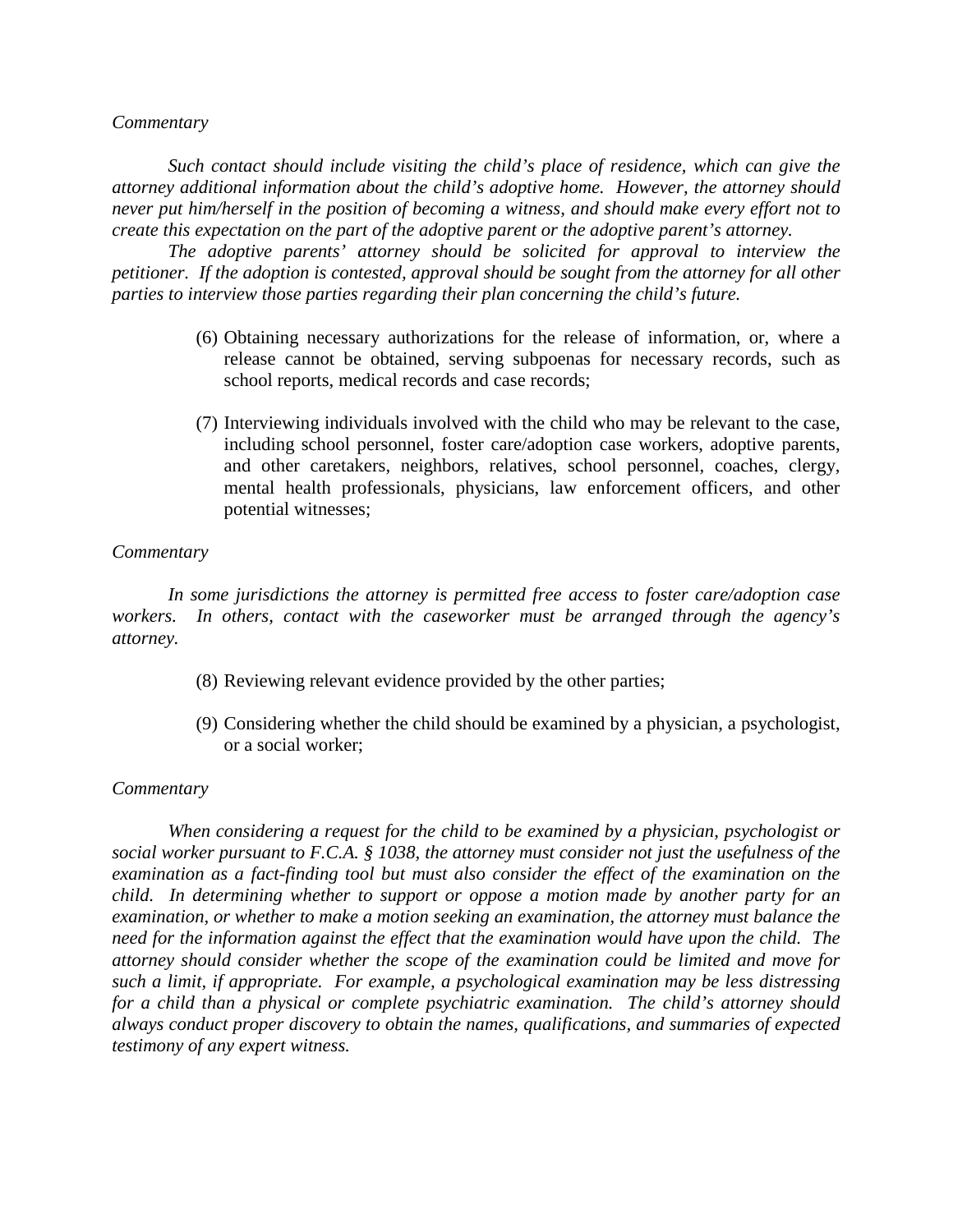*Commentary*

*Such contact should include visiting the child's place of residence, which can give the attorney additional information about the child's adoptive home. However, the attorney should never put him/herself in the position of becoming a witness, and should make every effort not to create this expectation on the part of the adoptive parent or the adoptive parent's attorney.*

*The adoptive parents' attorney should be solicited for approval to interview the petitioner. If the adoption is contested, approval should be sought from the attorney for all other parties to interview those parties regarding their plan concerning the child's future.*

(6) Obtaining necessary authorizations for the release of information, or, where a release cannot be obtained, serving subpoenas for necessary records, such as school reports, medical records and case records;

(7) Interviewing individuals involved with the child who may be relevant to the case, including school personnel, foster care/adoption case workers, adoptive parents, and other caretakers, neighbors, relatives, school personnel, coaches, clergy, mental health professionals, physicians, law enforcement officers, and other potential witnesses;

*Commentary*

*In some jurisdictions the attorney is permitted free access to foster care/adoption case workers. In others, contact with the caseworker must be arranged through the agency's attorney.*

(8) Reviewing relevant evidence provided by the other parties;

(9) Considering whether the child should be examined by a physician, a psychologist, or a social worker;

*Commentary*

*When considering a request for the child to be examined by a physician, psychologist or social worker pursuant to F.C.A. § 1038, the attorney must consider not just the usefulness of the examination as a fact-finding tool but must also consider the effect of the examination on the child. In determining whether to support or oppose a motion made by another party for an examination, or whether to make a motion seeking an examination, the attorney must balance the need for the information against the effect that the examination would have upon the child. The attorney should consider whether the scope of the examination could be limited and move for such a limit, if appropriate. For example, a psychological examination may be less distressing for a child than a physical or complete psychiatric examination. The child's attorney should always conduct proper discovery to obtain the names, qualifications, and summaries of expected testimony of any expert witness.*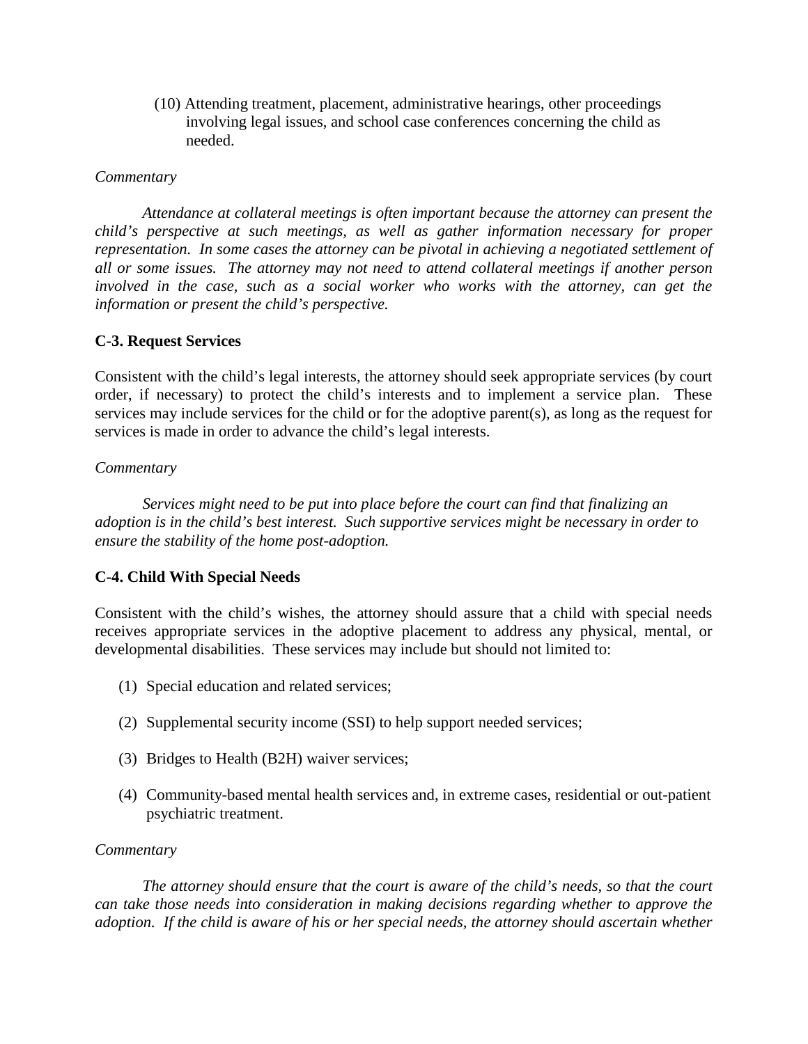(10) Attending treatment, placement, administrative hearings, other proceedings involving legal issues, and school case conferences concerning the child as needed.

*Commentary*

*Attendance at collateral meetings is often important because the attorney can present the child's perspective at such meetings, as well as gather information necessary for proper representation. In some cases the attorney can be pivotal in achieving a negotiated settlement of all or some issues. The attorney may not need to attend collateral meetings if another person involved in the case, such as a social worker who works with the attorney, can get the information or present the child's perspective.*

**C-3. Request Services**

Consistent with the child's legal interests, the attorney should seek appropriate services (by court order, if necessary) to protect the child's interests and to implement a service plan. These services may include services for the child or for the adoptive parent(s), as long as the request for services is made in order to advance the child's legal interests.

*Commentary*

*Services might need to be put into place before the court can find that finalizing an adoption is in the child's best interest. Such supportive services might be necessary in order to ensure the stability of the home post-adoption.*

**C-4. Child With Special Needs**

Consistent with the child's wishes, the attorney should assure that a child with special needs receives appropriate services in the adoptive placement to address any physical, mental, or developmental disabilities. These services may include but should not limited to:

(1) Special education and related services;

(2) Supplemental security income (SSI) to help support needed services;

(3) Bridges to Health (B2H) waiver services;

(4) Community-based mental health services and, in extreme cases, residential or out-patient psychiatric treatment.

*Commentary*

*The attorney should ensure that the court is aware of the child's needs, so that the court can take those needs into consideration in making decisions regarding whether to approve the adoption. If the child is aware of his or her special needs, the attorney should ascertain whether*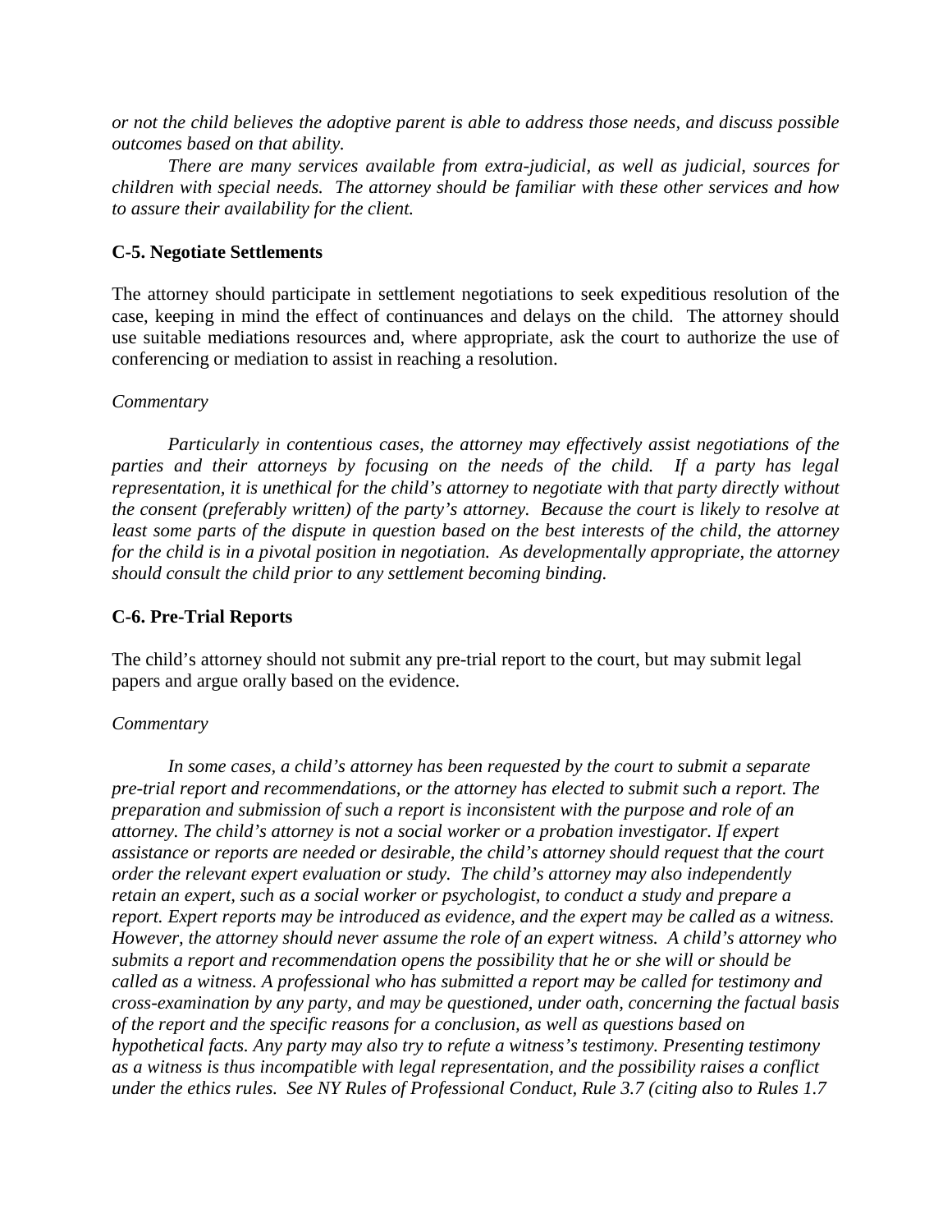*or not the child believes the adoptive parent is able to address those needs, and discuss possible outcomes based on that ability.*

*There are many services available from extra-judicial, as well as judicial, sources for children with special needs. The attorney should be familiar with these other services and how to assure their availability for the client.*

**C-5. Negotiate Settlements**

The attorney should participate in settlement negotiations to seek expeditious resolution of the case, keeping in mind the effect of continuances and delays on the child. The attorney should use suitable mediations resources and, where appropriate, ask the court to authorize the use of conferencing or mediation to assist in reaching a resolution.

*Commentary*

*Particularly in contentious cases, the attorney may effectively assist negotiations of the parties and their attorneys by focusing on the needs of the child. If a party has legal representation, it is unethical for the child's attorney to negotiate with that party directly without the consent (preferably written) of the party's attorney. Because the court is likely to resolve at least some parts of the dispute in question based on the best interests of the child, the attorney for the child is in a pivotal position in negotiation. As developmentally appropriate, the attorney should consult the child prior to any settlement becoming binding.*

**C-6. Pre-Trial Reports**

The child's attorney should not submit any pre-trial report to the court, but may submit legal papers and argue orally based on the evidence.

*Commentary*

*In some cases, a child's attorney has been requested by the court to submit a separate pre-trial report and recommendations, or the attorney has elected to submit such a report. The preparation and submission of such a report is inconsistent with the purpose and role of an attorney. The child's attorney is not a social worker or a probation investigator. If expert assistance or reports are needed or desirable, the child's attorney should request that the court order the relevant expert evaluation or study. The child's attorney may also independently retain an expert, such as a social worker or psychologist, to conduct a study and prepare a report. Expert reports may be introduced as evidence, and the expert may be called as a witness. However, the attorney should never assume the role of an expert witness. A child's attorney who submits a report and recommendation opens the possibility that he or she will or should be called as a witness. A professional who has submitted a report may be called for testimony and cross-examination by any party, and may be questioned, under oath, concerning the factual basis of the report and the specific reasons for a conclusion, as well as questions based on hypothetical facts. Any party may also try to refute a witness's testimony. Presenting testimony as a witness is thus incompatible with legal representation, and the possibility raises a conflict under the ethics rules. See NY Rules of Professional Conduct, Rule 3.7 (citing also to Rules 1.7*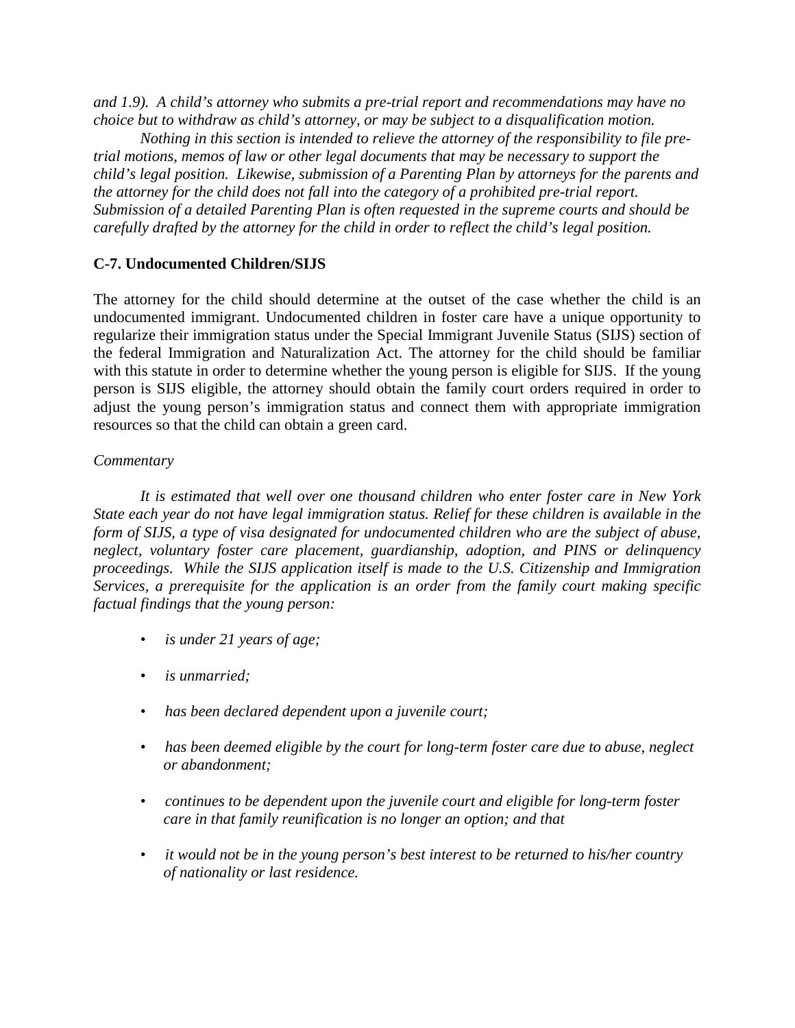*and 1.9). A child's attorney who submits a pre-trial report and recommendations may have no choice but to withdraw as child's attorney, or may be subject to a disqualification motion.*

*Nothing in this section is intended to relieve the attorney of the responsibility to file pre-trial motions, memos of law or other legal documents that may be necessary to support the child's legal position. Likewise, submission of a Parenting Plan by attorneys for the parents and the attorney for the child does not fall into the category of a prohibited pre-trial report. Submission of a detailed Parenting Plan is often requested in the supreme courts and should be carefully drafted by the attorney for the child in order to reflect the child's legal position.*

### C-7. Undocumented Children/SIJS

The attorney for the child should determine at the outset of the case whether the child is an undocumented immigrant. Undocumented children in foster care have a unique opportunity to regularize their immigration status under the Special Immigrant Juvenile Status (SIJS) section of the federal Immigration and Naturalization Act. The attorney for the child should be familiar with this statute in order to determine whether the young person is eligible for SIJS. If the young person is SIJS eligible, the attorney should obtain the family court orders required in order to adjust the young person's immigration status and connect them with appropriate immigration resources so that the child can obtain a green card.

*Commentary*

*It is estimated that well over one thousand children who enter foster care in New York State each year do not have legal immigration status. Relief for these children is available in the form of SIJS, a type of visa designated for undocumented children who are the subject of abuse, neglect, voluntary foster care placement, guardianship, adoption, and PINS or delinquency proceedings. While the SIJS application itself is made to the U.S. Citizenship and Immigration Services, a prerequisite for the application is an order from the family court making specific factual findings that the young person:*

- *is under 21 years of age;*
- *is unmarried;*
- *has been declared dependent upon a juvenile court;*
- *has been deemed eligible by the court for long-term foster care due to abuse, neglect or abandonment;*
- *continues to be dependent upon the juvenile court and eligible for long-term foster care in that family reunification is no longer an option; and that*
- *it would not be in the young person's best interest to be returned to his/her country of nationality or last residence.*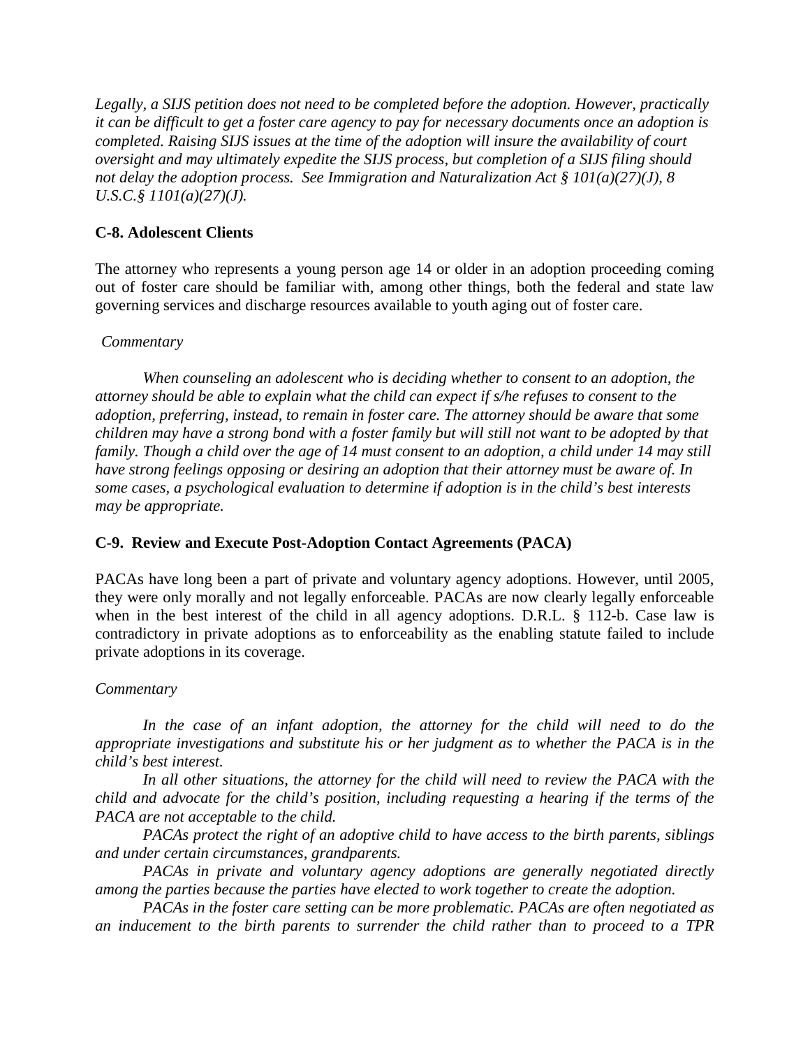*Legally, a SIJS petition does not need to be completed before the adoption. However, practically it can be difficult to get a foster care agency to pay for necessary documents once an adoption is completed. Raising SIJS issues at the time of the adoption will insure the availability of court oversight and may ultimately expedite the SIJS process, but completion of a SIJS filing should not delay the adoption process. See Immigration and Naturalization Act § 101(a)(27)(J), 8 U.S.C.§ 1101(a)(27)(J).*

**C-8. Adolescent Clients**

The attorney who represents a young person age 14 or older in an adoption proceeding coming out of foster care should be familiar with, among other things, both the federal and state law governing services and discharge resources available to youth aging out of foster care.

*Commentary*

*When counseling an adolescent who is deciding whether to consent to an adoption, the attorney should be able to explain what the child can expect if s/he refuses to consent to the adoption, preferring, instead, to remain in foster care. The attorney should be aware that some children may have a strong bond with a foster family but will still not want to be adopted by that family. Though a child over the age of 14 must consent to an adoption, a child under 14 may still have strong feelings opposing or desiring an adoption that their attorney must be aware of. In some cases, a psychological evaluation to determine if adoption is in the child's best interests may be appropriate.*

**C-9. Review and Execute Post-Adoption Contact Agreements (PACA)**

PACAs have long been a part of private and voluntary agency adoptions. However, until 2005, they were only morally and not legally enforceable. PACAs are now clearly legally enforceable when in the best interest of the child in all agency adoptions. D.R.L. § 112-b. Case law is contradictory in private adoptions as to enforceability as the enabling statute failed to include private adoptions in its coverage.

*Commentary*

*In the case of an infant adoption, the attorney for the child will need to do the appropriate investigations and substitute his or her judgment as to whether the PACA is in the child's best interest.*

*In all other situations, the attorney for the child will need to review the PACA with the child and advocate for the child's position, including requesting a hearing if the terms of the PACA are not acceptable to the child.*

*PACAs protect the right of an adoptive child to have access to the birth parents, siblings and under certain circumstances, grandparents.*

*PACAs in private and voluntary agency adoptions are generally negotiated directly among the parties because the parties have elected to work together to create the adoption.*

*PACAs in the foster care setting can be more problematic. PACAs are often negotiated as an inducement to the birth parents to surrender the child rather than to proceed to a TPR*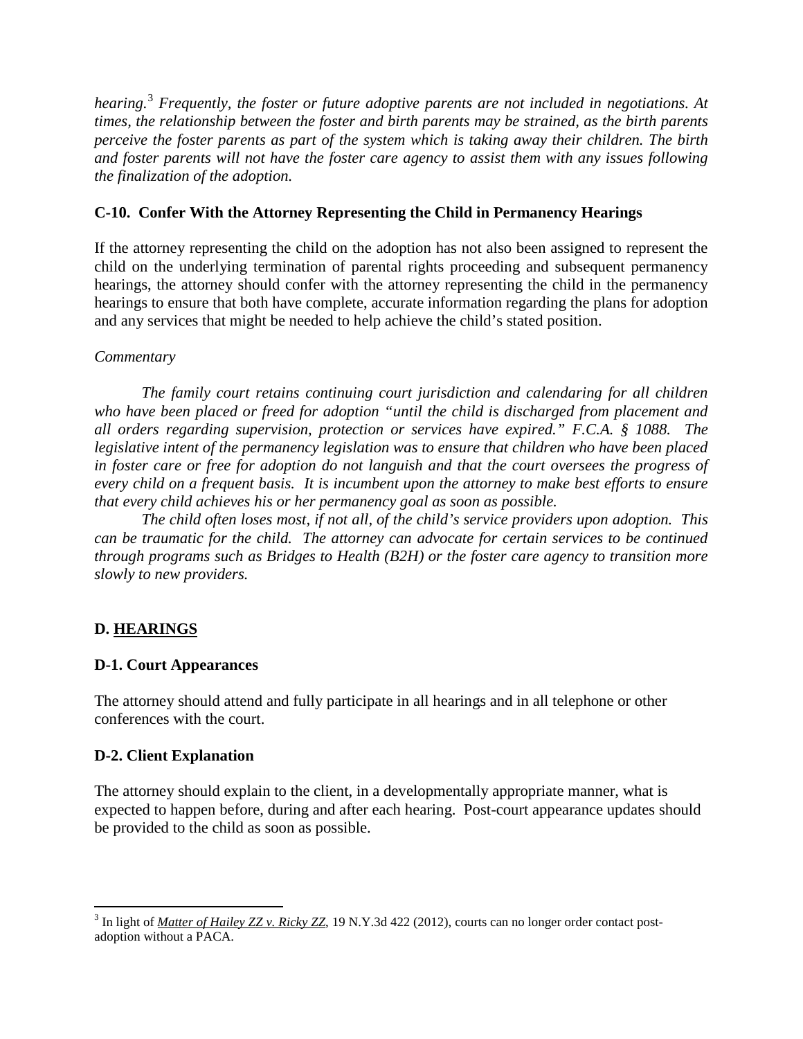*hearing.*[3] *Frequently, the foster or future adoptive parents are not included in negotiations. At times, the relationship between the foster and birth parents may be strained, as the birth parents perceive the foster parents as part of the system which is taking away their children. The birth and foster parents will not have the foster care agency to assist them with any issues following the finalization of the adoption.*

### C-10. Confer With the Attorney Representing the Child in Permanency Hearings

If the attorney representing the child on the adoption has not also been assigned to represent the child on the underlying termination of parental rights proceeding and subsequent permanency hearings, the attorney should confer with the attorney representing the child in the permanency hearings to ensure that both have complete, accurate information regarding the plans for adoption and any services that might be needed to help achieve the child's stated position.

*Commentary*

*The family court retains continuing court jurisdiction and calendaring for all children who have been placed or freed for adoption "until the child is discharged from placement and all orders regarding supervision, protection or services have expired." F.C.A. § 1088. The legislative intent of the permanency legislation was to ensure that children who have been placed in foster care or free for adoption do not languish and that the court oversees the progress of every child on a frequent basis. It is incumbent upon the attorney to make best efforts to ensure that every child achieves his or her permanency goal as soon as possible.*

*The child often loses most, if not all, of the child's service providers upon adoption. This can be traumatic for the child. The attorney can advocate for certain services to be continued through programs such as Bridges to Health (B2H) or the foster care agency to transition more slowly to new providers.*

## D. HEARINGS

### D-1. Court Appearances

The attorney should attend and fully participate in all hearings and in all telephone or other conferences with the court.

### D-2. Client Explanation

The attorney should explain to the client, in a developmentally appropriate manner, what is expected to happen before, during and after each hearing. Post-court appearance updates should be provided to the child as soon as possible.

---

[3] In light of *Matter of Hailey ZZ v. Ricky ZZ*, 19 N.Y.3d 422 (2012), courts can no longer order contact post-adoption without a PACA.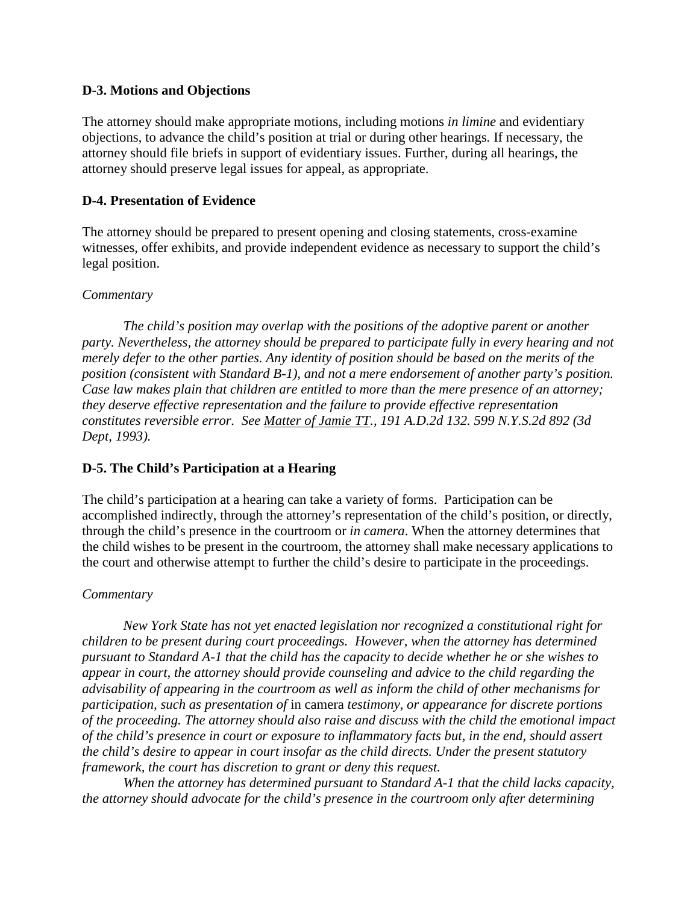**D-3. Motions and Objections**

The attorney should make appropriate motions, including motions *in limine* and evidentiary objections, to advance the child's position at trial or during other hearings. If necessary, the attorney should file briefs in support of evidentiary issues. Further, during all hearings, the attorney should preserve legal issues for appeal, as appropriate.

**D-4. Presentation of Evidence**

The attorney should be prepared to present opening and closing statements, cross-examine witnesses, offer exhibits, and provide independent evidence as necessary to support the child's legal position.

*Commentary*

*The child's position may overlap with the positions of the adoptive parent or another party. Nevertheless, the attorney should be prepared to participate fully in every hearing and not merely defer to the other parties. Any identity of position should be based on the merits of the position (consistent with Standard B-1), and not a mere endorsement of another party's position. Case law makes plain that children are entitled to more than the mere presence of an attorney; they deserve effective representation and the failure to provide effective representation constitutes reversible error. See Matter of Jamie TT., 191 A.D.2d 132. 599 N.Y.S.2d 892 (3d Dept, 1993).*

**D-5. The Child's Participation at a Hearing**

The child's participation at a hearing can take a variety of forms. Participation can be accomplished indirectly, through the attorney's representation of the child's position, or directly, through the child's presence in the courtroom or *in camera*. When the attorney determines that the child wishes to be present in the courtroom, the attorney shall make necessary applications to the court and otherwise attempt to further the child's desire to participate in the proceedings.

*Commentary*

*New York State has not yet enacted legislation nor recognized a constitutional right for children to be present during court proceedings. However, when the attorney has determined pursuant to Standard A-1 that the child has the capacity to decide whether he or she wishes to appear in court, the attorney should provide counseling and advice to the child regarding the advisability of appearing in the courtroom as well as inform the child of other mechanisms for participation, such as presentation of* in camera *testimony, or appearance for discrete portions of the proceeding. The attorney should also raise and discuss with the child the emotional impact of the child's presence in court or exposure to inflammatory facts but, in the end, should assert the child's desire to appear in court insofar as the child directs. Under the present statutory framework, the court has discretion to grant or deny this request.*

*When the attorney has determined pursuant to Standard A-1 that the child lacks capacity, the attorney should advocate for the child's presence in the courtroom only after determining*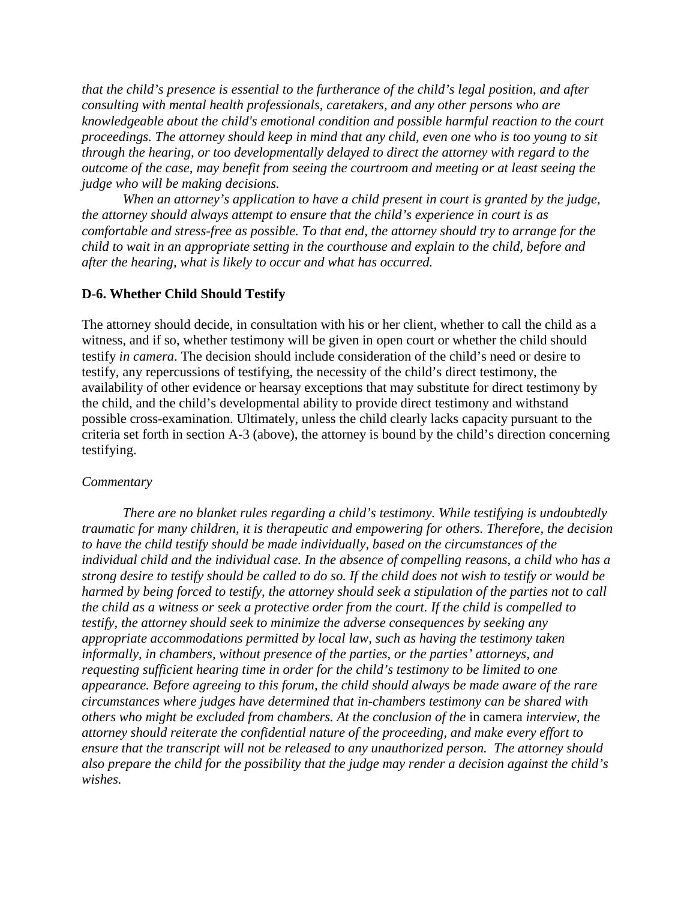*that the child's presence is essential to the furtherance of the child's legal position, and after consulting with mental health professionals, caretakers, and any other persons who are knowledgeable about the child's emotional condition and possible harmful reaction to the court proceedings. The attorney should keep in mind that any child, even one who is too young to sit through the hearing, or too developmentally delayed to direct the attorney with regard to the outcome of the case, may benefit from seeing the courtroom and meeting or at least seeing the judge who will be making decisions.*

*When an attorney's application to have a child present in court is granted by the judge, the attorney should always attempt to ensure that the child's experience in court is as comfortable and stress-free as possible. To that end, the attorney should try to arrange for the child to wait in an appropriate setting in the courthouse and explain to the child, before and after the hearing, what is likely to occur and what has occurred.*

### D-6. Whether Child Should Testify

The attorney should decide, in consultation with his or her client, whether to call the child as a witness, and if so, whether testimony will be given in open court or whether the child should testify *in camera*. The decision should include consideration of the child's need or desire to testify, any repercussions of testifying, the necessity of the child's direct testimony, the availability of other evidence or hearsay exceptions that may substitute for direct testimony by the child, and the child's developmental ability to provide direct testimony and withstand possible cross-examination. Ultimately, unless the child clearly lacks capacity pursuant to the criteria set forth in section A-3 (above), the attorney is bound by the child's direction concerning testifying.

*Commentary*

*There are no blanket rules regarding a child's testimony. While testifying is undoubtedly traumatic for many children, it is therapeutic and empowering for others. Therefore, the decision to have the child testify should be made individually, based on the circumstances of the individual child and the individual case. In the absence of compelling reasons, a child who has a strong desire to testify should be called to do so. If the child does not wish to testify or would be harmed by being forced to testify, the attorney should seek a stipulation of the parties not to call the child as a witness or seek a protective order from the court. If the child is compelled to testify, the attorney should seek to minimize the adverse consequences by seeking any appropriate accommodations permitted by local law, such as having the testimony taken informally, in chambers, without presence of the parties, or the parties' attorneys, and requesting sufficient hearing time in order for the child's testimony to be limited to one appearance. Before agreeing to this forum, the child should always be made aware of the rare circumstances where judges have determined that in-chambers testimony can be shared with others who might be excluded from chambers. At the conclusion of the* in camera *interview, the attorney should reiterate the confidential nature of the proceeding, and make every effort to ensure that the transcript will not be released to any unauthorized person. The attorney should also prepare the child for the possibility that the judge may render a decision against the child's wishes.*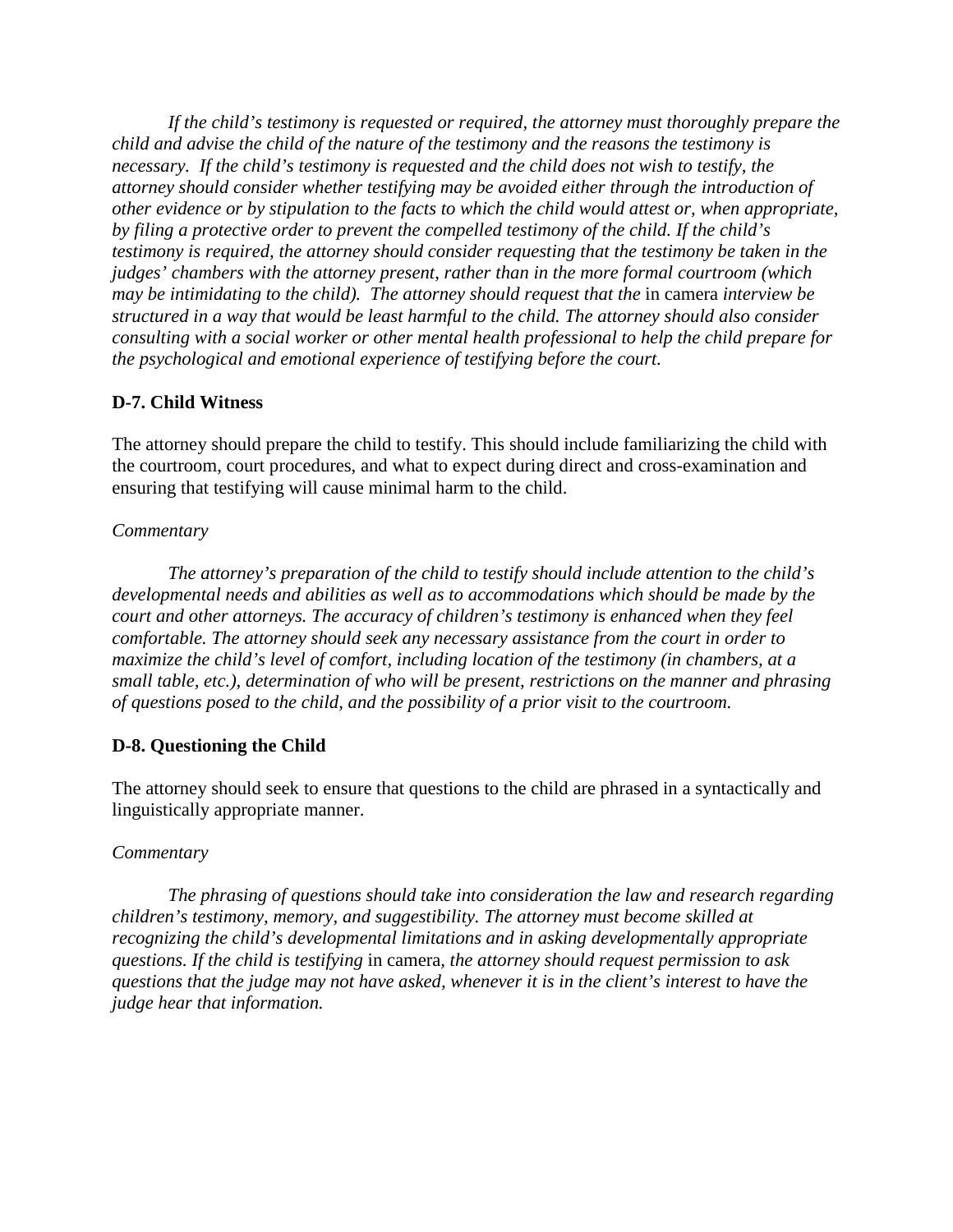*If the child's testimony is requested or required, the attorney must thoroughly prepare the child and advise the child of the nature of the testimony and the reasons the testimony is necessary. If the child's testimony is requested and the child does not wish to testify, the attorney should consider whether testifying may be avoided either through the introduction of other evidence or by stipulation to the facts to which the child would attest or, when appropriate, by filing a protective order to prevent the compelled testimony of the child. If the child's testimony is required, the attorney should consider requesting that the testimony be taken in the judges' chambers with the attorney present, rather than in the more formal courtroom (which may be intimidating to the child). The attorney should request that the* in camera *interview be structured in a way that would be least harmful to the child. The attorney should also consider consulting with a social worker or other mental health professional to help the child prepare for the psychological and emotional experience of testifying before the court.*

### D-7. Child Witness

The attorney should prepare the child to testify. This should include familiarizing the child with the courtroom, court procedures, and what to expect during direct and cross-examination and ensuring that testifying will cause minimal harm to the child.

*Commentary*

*The attorney's preparation of the child to testify should include attention to the child's developmental needs and abilities as well as to accommodations which should be made by the court and other attorneys. The accuracy of children's testimony is enhanced when they feel comfortable. The attorney should seek any necessary assistance from the court in order to maximize the child's level of comfort, including location of the testimony (in chambers, at a small table, etc.), determination of who will be present, restrictions on the manner and phrasing of questions posed to the child, and the possibility of a prior visit to the courtroom.*

### D-8. Questioning the Child

The attorney should seek to ensure that questions to the child are phrased in a syntactically and linguistically appropriate manner.

*Commentary*

*The phrasing of questions should take into consideration the law and research regarding children's testimony, memory, and suggestibility. The attorney must become skilled at recognizing the child's developmental limitations and in asking developmentally appropriate questions. If the child is testifying* in camera*, the attorney should request permission to ask questions that the judge may not have asked, whenever it is in the client's interest to have the judge hear that information.*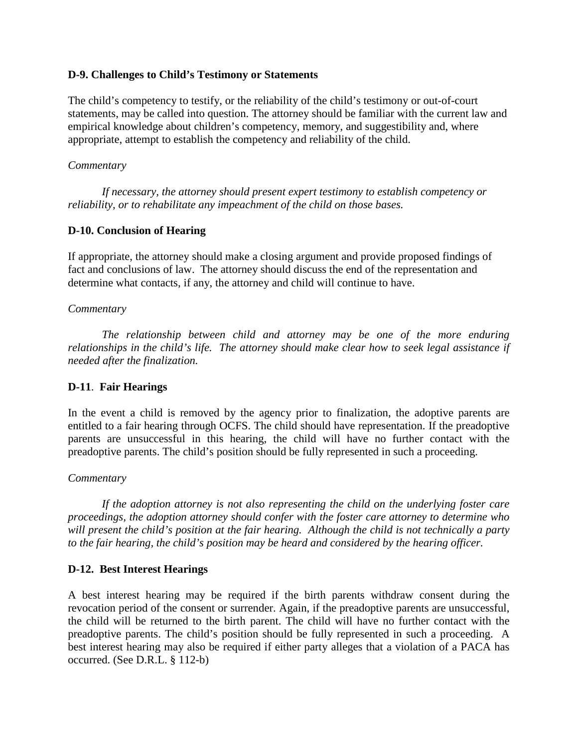**D-9. Challenges to Child's Testimony or Statements**

The child's competency to testify, or the reliability of the child's testimony or out-of-court statements, may be called into question. The attorney should be familiar with the current law and empirical knowledge about children's competency, memory, and suggestibility and, where appropriate, attempt to establish the competency and reliability of the child.

*Commentary*

*If necessary, the attorney should present expert testimony to establish competency or reliability, or to rehabilitate any impeachment of the child on those bases.*

**D-10. Conclusion of Hearing**

If appropriate, the attorney should make a closing argument and provide proposed findings of fact and conclusions of law. The attorney should discuss the end of the representation and determine what contacts, if any, the attorney and child will continue to have.

*Commentary*

*The relationship between child and attorney may be one of the more enduring relationships in the child's life. The attorney should make clear how to seek legal assistance if needed after the finalization.*

**D-11. Fair Hearings**

In the event a child is removed by the agency prior to finalization, the adoptive parents are entitled to a fair hearing through OCFS. The child should have representation. If the preadoptive parents are unsuccessful in this hearing, the child will have no further contact with the preadoptive parents. The child's position should be fully represented in such a proceeding.

*Commentary*

*If the adoption attorney is not also representing the child on the underlying foster care proceedings, the adoption attorney should confer with the foster care attorney to determine who will present the child's position at the fair hearing. Although the child is not technically a party to the fair hearing, the child's position may be heard and considered by the hearing officer.*

**D-12. Best Interest Hearings**

A best interest hearing may be required if the birth parents withdraw consent during the revocation period of the consent or surrender. Again, if the preadoptive parents are unsuccessful, the child will be returned to the birth parent. The child will have no further contact with the preadoptive parents. The child's position should be fully represented in such a proceeding. A best interest hearing may also be required if either party alleges that a violation of a PACA has occurred. (See D.R.L. § 112-b)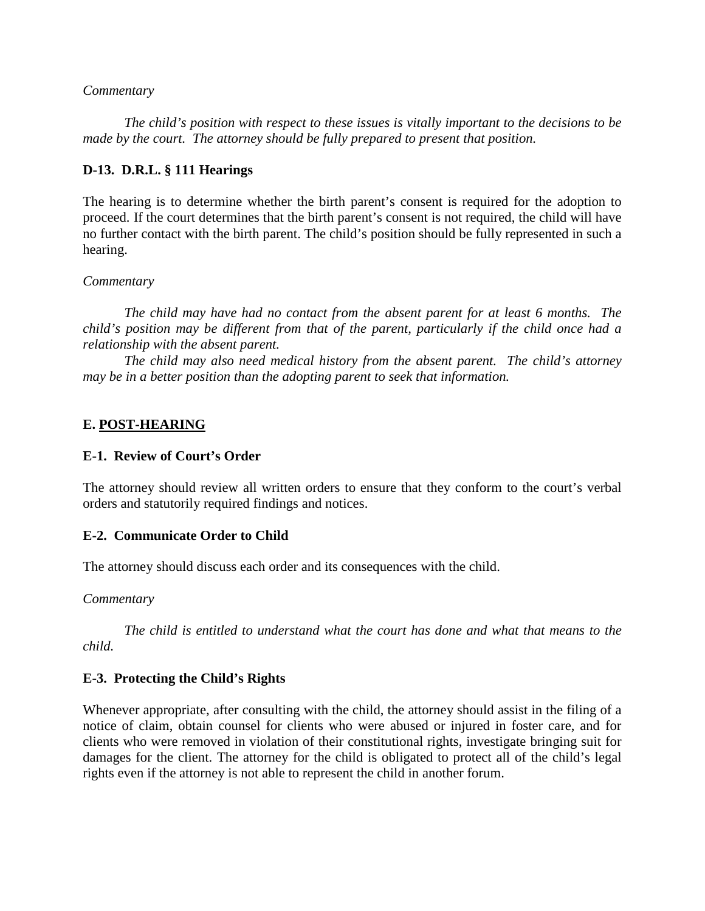*Commentary*

*The child's position with respect to these issues is vitally important to the decisions to be made by the court. The attorney should be fully prepared to present that position.*

**D-13. D.R.L. § 111 Hearings**

The hearing is to determine whether the birth parent's consent is required for the adoption to proceed. If the court determines that the birth parent's consent is not required, the child will have no further contact with the birth parent. The child's position should be fully represented in such a hearing.

*Commentary*

*The child may have had no contact from the absent parent for at least 6 months. The child's position may be different from that of the parent, particularly if the child once had a relationship with the absent parent.*

*The child may also need medical history from the absent parent. The child's attorney may be in a better position than the adopting parent to seek that information.*

## E. <u>POST-HEARING</u>

**E-1. Review of Court's Order**

The attorney should review all written orders to ensure that they conform to the court's verbal orders and statutorily required findings and notices.

**E-2. Communicate Order to Child**

The attorney should discuss each order and its consequences with the child.

*Commentary*

*The child is entitled to understand what the court has done and what that means to the child.*

**E-3. Protecting the Child's Rights**

Whenever appropriate, after consulting with the child, the attorney should assist in the filing of a notice of claim, obtain counsel for clients who were abused or injured in foster care, and for clients who were removed in violation of their constitutional rights, investigate bringing suit for damages for the client. The attorney for the child is obligated to protect all of the child's legal rights even if the attorney is not able to represent the child in another forum.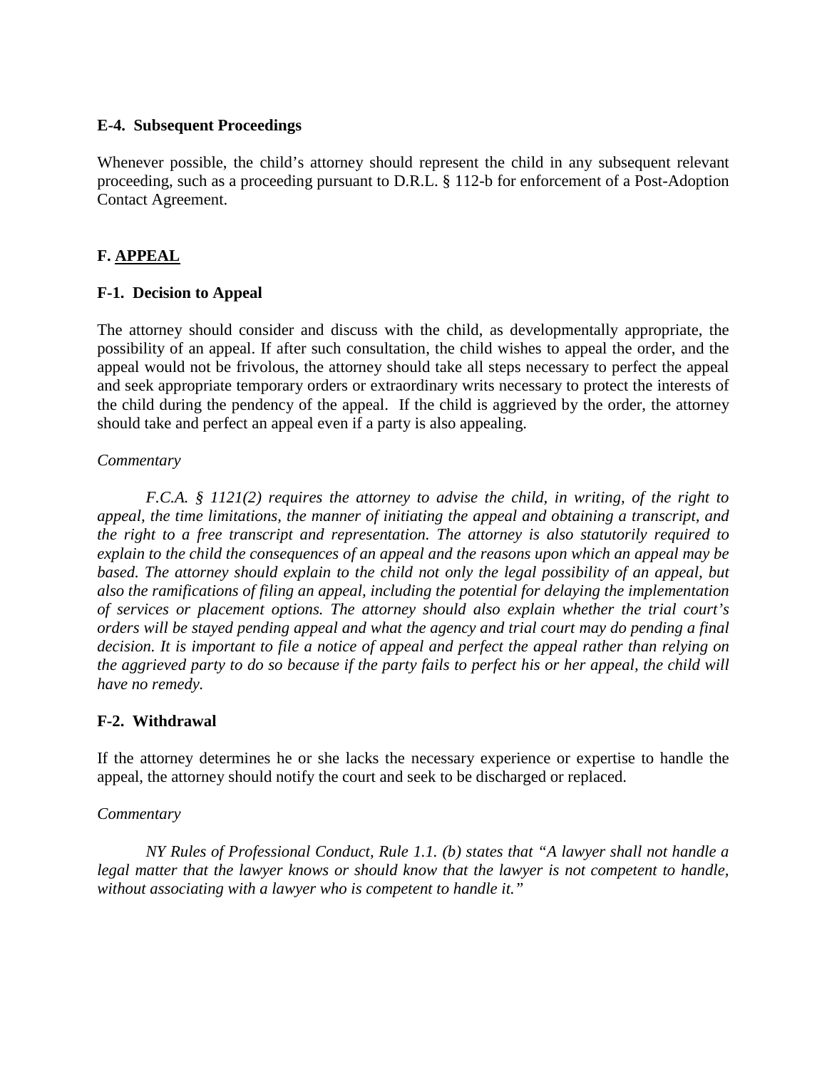### E-4. Subsequent Proceedings

Whenever possible, the child's attorney should represent the child in any subsequent relevant proceeding, such as a proceeding pursuant to D.R.L. § 112-b for enforcement of a Post-Adoption Contact Agreement.

## F. APPEAL

### F-1. Decision to Appeal

The attorney should consider and discuss with the child, as developmentally appropriate, the possibility of an appeal. If after such consultation, the child wishes to appeal the order, and the appeal would not be frivolous, the attorney should take all steps necessary to perfect the appeal and seek appropriate temporary orders or extraordinary writs necessary to protect the interests of the child during the pendency of the appeal. If the child is aggrieved by the order, the attorney should take and perfect an appeal even if a party is also appealing.

*Commentary*

*F.C.A. § 1121(2) requires the attorney to advise the child, in writing, of the right to appeal, the time limitations, the manner of initiating the appeal and obtaining a transcript, and the right to a free transcript and representation. The attorney is also statutorily required to explain to the child the consequences of an appeal and the reasons upon which an appeal may be based. The attorney should explain to the child not only the legal possibility of an appeal, but also the ramifications of filing an appeal, including the potential for delaying the implementation of services or placement options. The attorney should also explain whether the trial court's orders will be stayed pending appeal and what the agency and trial court may do pending a final decision. It is important to file a notice of appeal and perfect the appeal rather than relying on the aggrieved party to do so because if the party fails to perfect his or her appeal, the child will have no remedy.*

### F-2. Withdrawal

If the attorney determines he or she lacks the necessary experience or expertise to handle the appeal, the attorney should notify the court and seek to be discharged or replaced.

*Commentary*

*NY Rules of Professional Conduct, Rule 1.1. (b) states that "A lawyer shall not handle a legal matter that the lawyer knows or should know that the lawyer is not competent to handle, without associating with a lawyer who is competent to handle it."*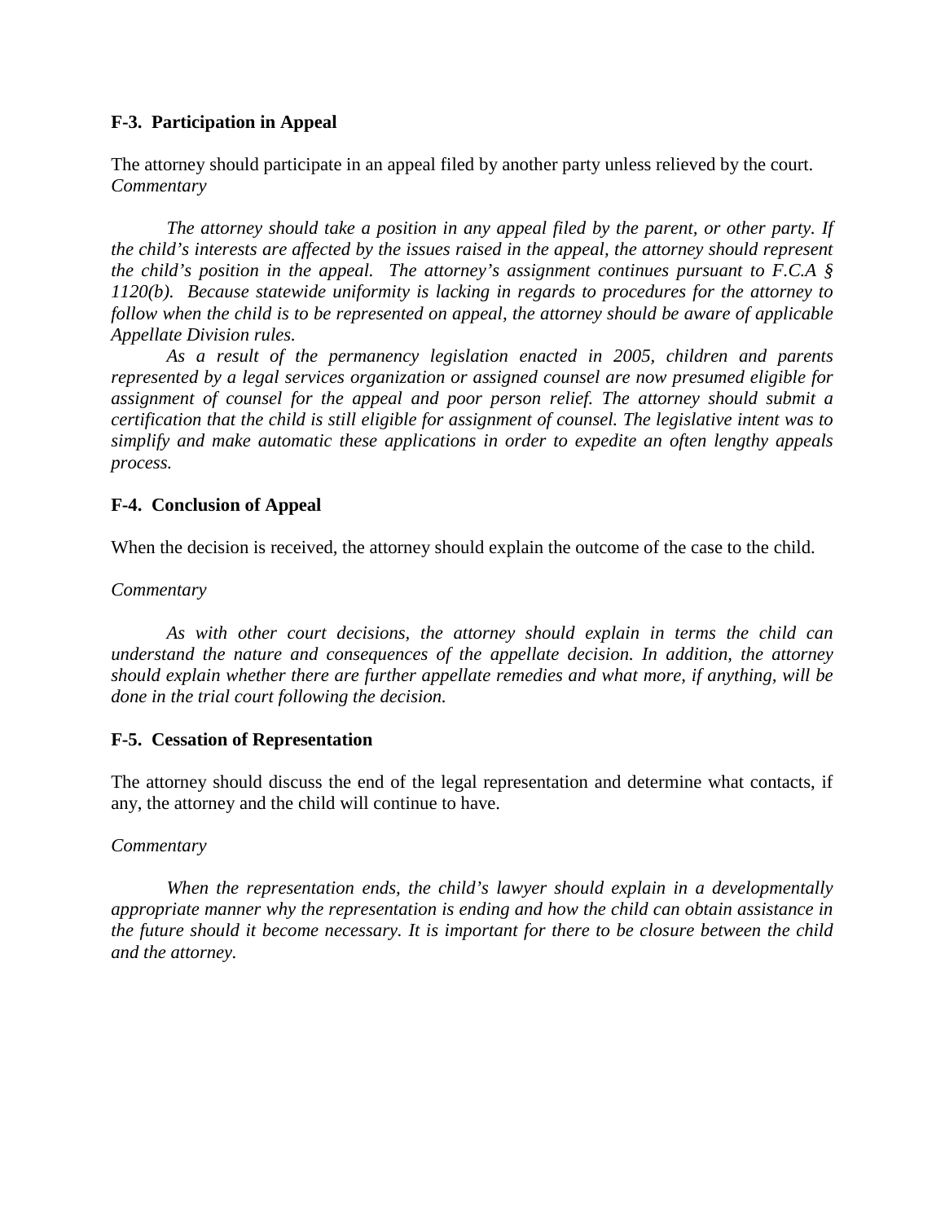**F-3. Participation in Appeal**

The attorney should participate in an appeal filed by another party unless relieved by the court.
*Commentary*

*The attorney should take a position in any appeal filed by the parent, or other party. If the child's interests are affected by the issues raised in the appeal, the attorney should represent the child's position in the appeal. The attorney's assignment continues pursuant to F.C.A § 1120(b). Because statewide uniformity is lacking in regards to procedures for the attorney to follow when the child is to be represented on appeal, the attorney should be aware of applicable Appellate Division rules.*

*As a result of the permanency legislation enacted in 2005, children and parents represented by a legal services organization or assigned counsel are now presumed eligible for assignment of counsel for the appeal and poor person relief. The attorney should submit a certification that the child is still eligible for assignment of counsel. The legislative intent was to simplify and make automatic these applications in order to expedite an often lengthy appeals process.*

**F-4. Conclusion of Appeal**

When the decision is received, the attorney should explain the outcome of the case to the child.

*Commentary*

*As with other court decisions, the attorney should explain in terms the child can understand the nature and consequences of the appellate decision. In addition, the attorney should explain whether there are further appellate remedies and what more, if anything, will be done in the trial court following the decision.*

**F-5. Cessation of Representation**

The attorney should discuss the end of the legal representation and determine what contacts, if any, the attorney and the child will continue to have.

*Commentary*

*When the representation ends, the child's lawyer should explain in a developmentally appropriate manner why the representation is ending and how the child can obtain assistance in the future should it become necessary. It is important for there to be closure between the child and the attorney.*